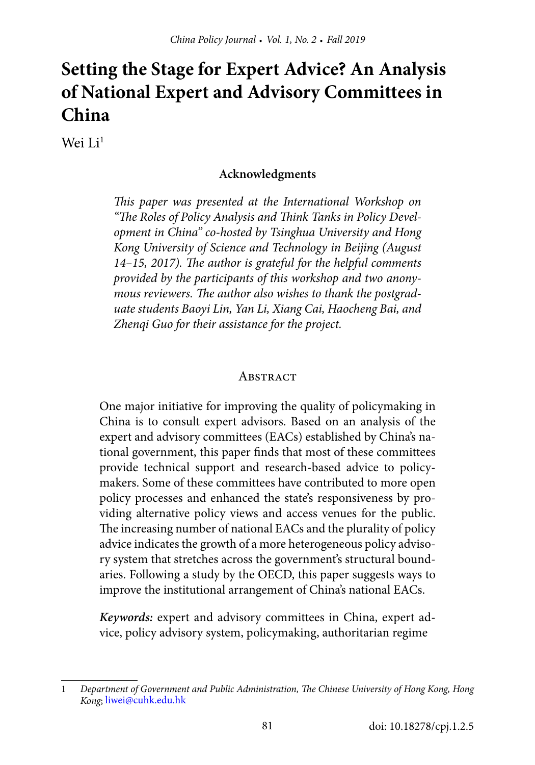# Setting the Stage for Expert Advice? An Analysis of National Expert and Advisory Committees in China

Wei Li[1]

### Acknowledgments

*This paper was presented at the International Workshop on "The Roles of Policy Analysis and Think Tanks in Policy Development in China" co-hosted by Tsinghua University and Hong Kong University of Science and Technology in Beijing (August 14–15, 2017). The author is grateful for the helpful comments provided by the participants of this workshop and two anonymous reviewers. The author also wishes to thank the postgraduate students Baoyi Lin, Yan Li, Xiang Cai, Haocheng Bai, and Zhenqi Guo for their assistance for the project.*

## Abstract

One major initiative for improving the quality of policymaking in China is to consult expert advisors. Based on an analysis of the expert and advisory committees (EACs) established by China's national government, this paper finds that most of these committees provide technical support and research-based advice to policymakers. Some of these committees have contributed to more open policy processes and enhanced the state's responsiveness by providing alternative policy views and access venues for the public. The increasing number of national EACs and the plurality of policy advice indicates the growth of a more heterogeneous policy advisory system that stretches across the government's structural boundaries. Following a study by the OECD, this paper suggests ways to improve the institutional arrangement of China's national EACs.

***Keywords:*** expert and advisory committees in China, expert advice, policy advisory system, policymaking, authoritarian regime

---

[1] *Department of Government and Public Administration, The Chinese University of Hong Kong, Hong Kong*; liwei@cuhk.edu.hk

doi: 10.18278/cpj.1.2.5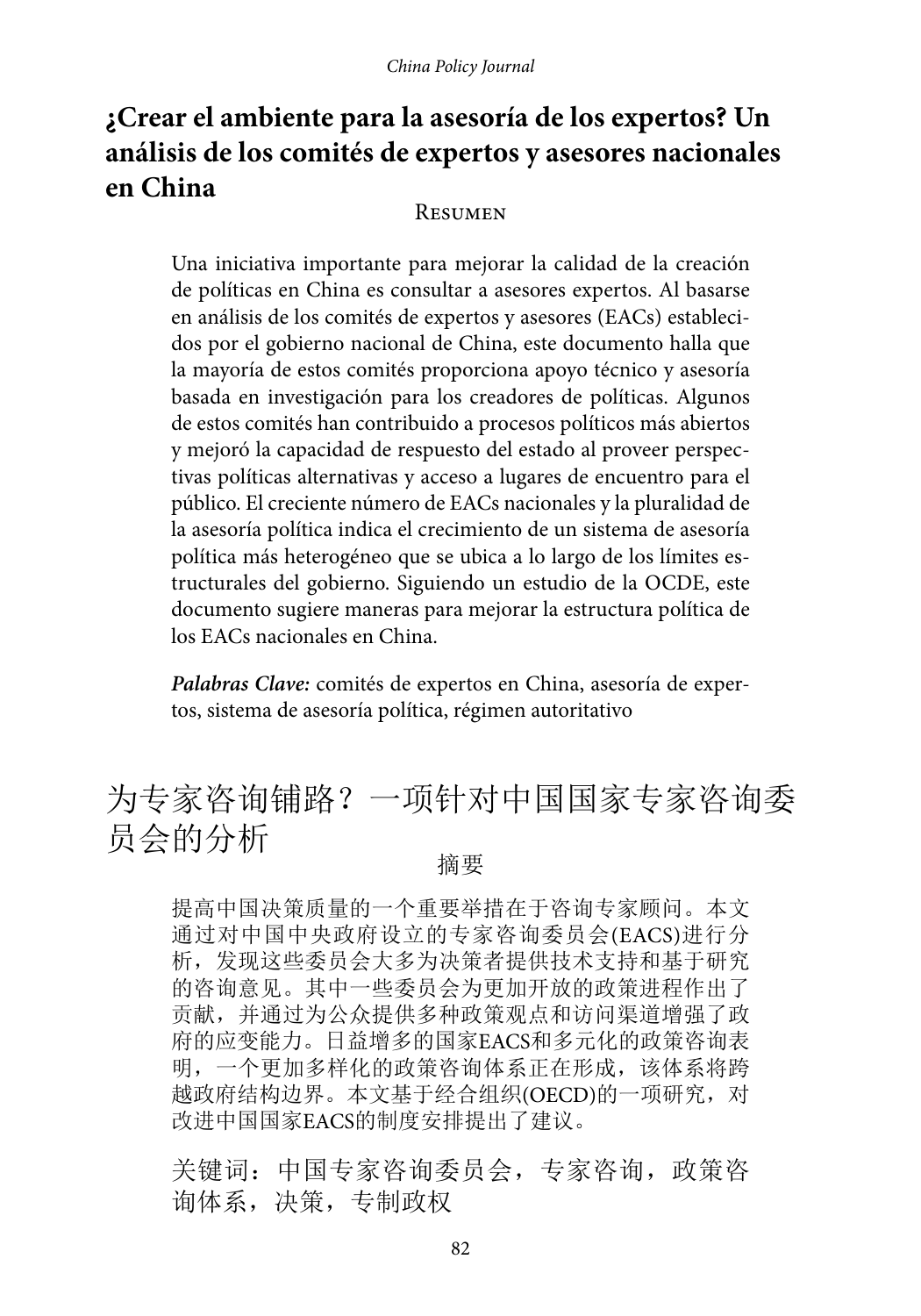## ¿Crear el ambiente para la asesoría de los expertos? Un análisis de los comités de expertos y asesores nacionales en China

### Resumen

Una iniciativa importante para mejorar la calidad de la creación de políticas en China es consultar a asesores expertos. Al basarse en análisis de los comités de expertos y asesores (EACs) establecidos por el gobierno nacional de China, este documento halla que la mayoría de estos comités proporciona apoyo técnico y asesoría basada en investigación para los creadores de políticas. Algunos de estos comités han contribuido a procesos políticos más abiertos y mejoró la capacidad de respuesto del estado al proveer perspectivas políticas alternativas y acceso a lugares de encuentro para el público. El creciente número de EACs nacionales y la pluralidad de la asesoría política indica el crecimiento de un sistema de asesoría política más heterogéneo que se ubica a lo largo de los límites estructurales del gobierno. Siguiendo un estudio de la OCDE, este documento sugiere maneras para mejorar la estructura política de los EACs nacionales en China.

***Palabras Clave:*** comités de expertos en China, asesoría de expertos, sistema de asesoría política, régimen autoritativo

## 为专家咨询铺路？一项针对中国国家专家咨询委员会的分析

### 摘要

提高中国决策质量的一个重要举措在于咨询专家顾问。本文通过对中国中央政府设立的专家咨询委员会(EACS)进行分析，发现这些委员会大多为决策者提供技术支持和基于研究的咨询意见。其中一些委员会为更加开放的政策进程作出了贡献，并通过为公众提供多种政策观点和访问渠道增强了政府的应变能力。日益增多的国家EACS和多元化的政策咨询表明，一个更加多样化的政策咨询体系正在形成，该体系将跨越政府结构边界。本文基于经合组织(OECD)的一项研究，对改进中国国家EACS的制度安排提出了建议。

关键词：中国专家咨询委员会，专家咨询，政策咨询体系，决策，专制政权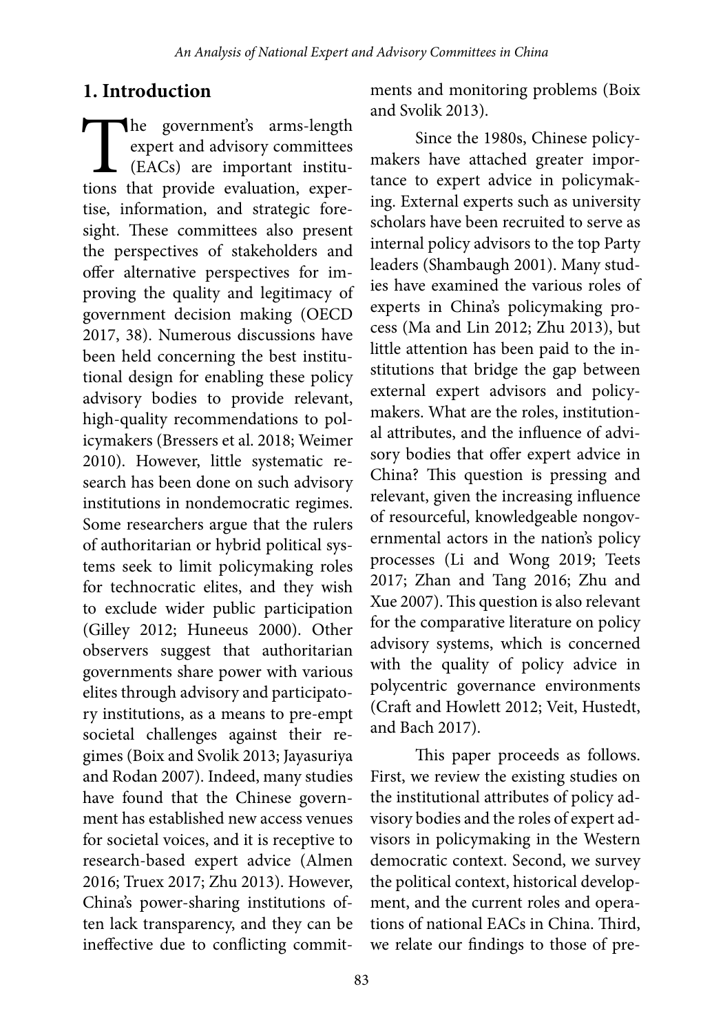## 1. Introduction

The government's arms-length expert and advisory committees (EACs) are important institutions that provide evaluation, expertise, information, and strategic foresight. These committees also present the perspectives of stakeholders and offer alternative perspectives for improving the quality and legitimacy of government decision making (OECD 2017, 38). Numerous discussions have been held concerning the best institutional design for enabling these policy advisory bodies to provide relevant, high-quality recommendations to policymakers (Bressers et al. 2018; Weimer 2010). However, little systematic research has been done on such advisory institutions in nondemocratic regimes. Some researchers argue that the rulers of authoritarian or hybrid political systems seek to limit policymaking roles for technocratic elites, and they wish to exclude wider public participation (Gilley 2012; Huneeus 2000). Other observers suggest that authoritarian governments share power with various elites through advisory and participatory institutions, as a means to pre-empt societal challenges against their regimes (Boix and Svolik 2013; Jayasuriya and Rodan 2007). Indeed, many studies have found that the Chinese government has established new access venues for societal voices, and it is receptive to research-based expert advice (Almen 2016; Truex 2017; Zhu 2013). However, China's power-sharing institutions often lack transparency, and they can be ineffective due to conflicting commitments and monitoring problems (Boix and Svolik 2013).

Since the 1980s, Chinese policymakers have attached greater importance to expert advice in policymaking. External experts such as university scholars have been recruited to serve as internal policy advisors to the top Party leaders (Shambaugh 2001). Many studies have examined the various roles of experts in China's policymaking process (Ma and Lin 2012; Zhu 2013), but little attention has been paid to the institutions that bridge the gap between external expert advisors and policymakers. What are the roles, institutional attributes, and the influence of advisory bodies that offer expert advice in China? This question is pressing and relevant, given the increasing influence of resourceful, knowledgeable nongovernmental actors in the nation's policy processes (Li and Wong 2019; Teets 2017; Zhan and Tang 2016; Zhu and Xue 2007). This question is also relevant for the comparative literature on policy advisory systems, which is concerned with the quality of policy advice in polycentric governance environments (Craft and Howlett 2012; Veit, Hustedt, and Bach 2017).

This paper proceeds as follows. First, we review the existing studies on the institutional attributes of policy advisory bodies and the roles of expert advisors in policymaking in the Western democratic context. Second, we survey the political context, historical development, and the current roles and operations of national EACs in China. Third, we relate our findings to those of pre-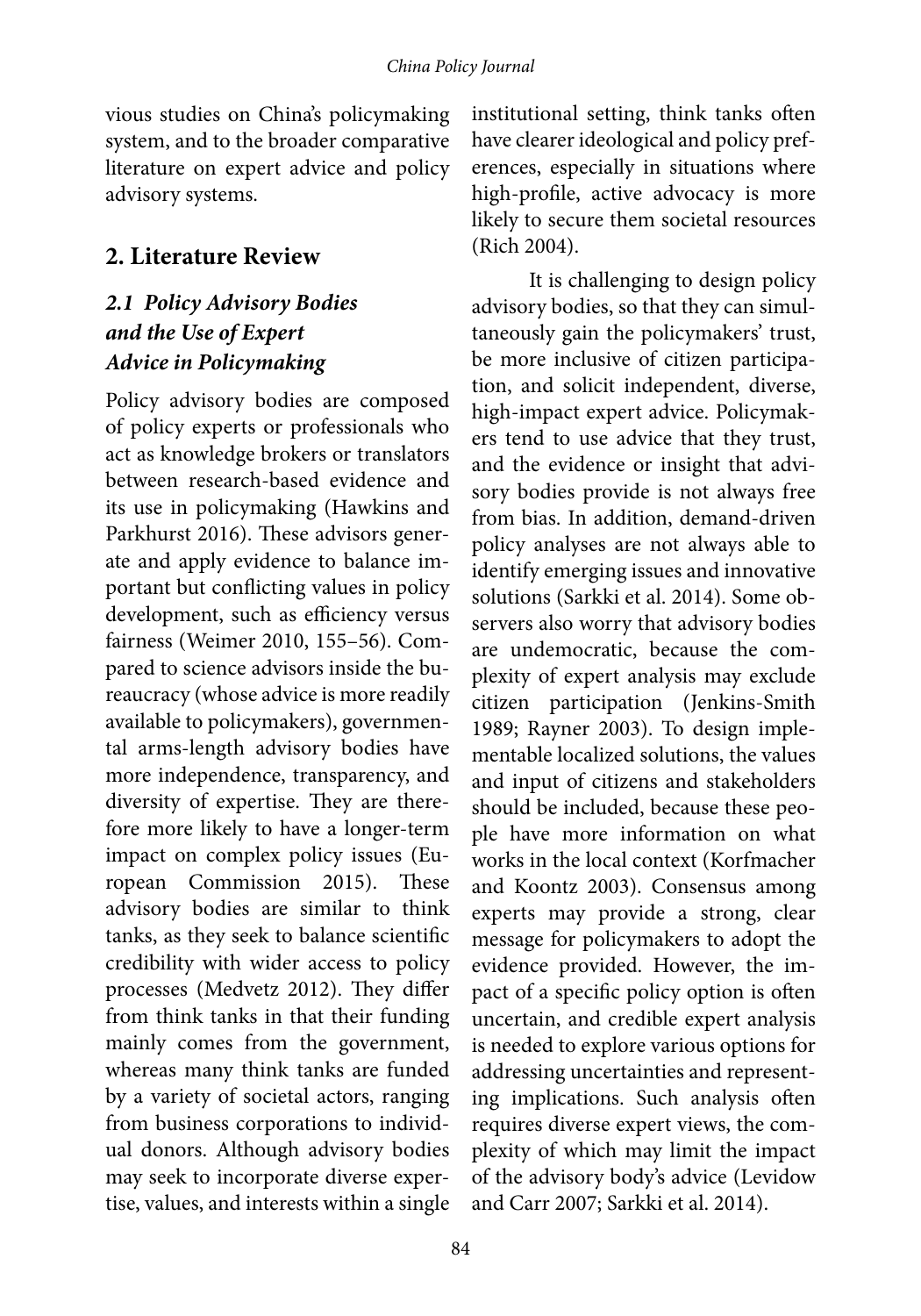vious studies on China's policymaking system, and to the broader comparative literature on expert advice and policy advisory systems.

## 2. Literature Review

### *2.1 Policy Advisory Bodies and the Use of Expert Advice in Policymaking*

Policy advisory bodies are composed of policy experts or professionals who act as knowledge brokers or translators between research-based evidence and its use in policymaking (Hawkins and Parkhurst 2016). These advisors generate and apply evidence to balance important but conflicting values in policy development, such as efficiency versus fairness (Weimer 2010, 155–56). Compared to science advisors inside the bureaucracy (whose advice is more readily available to policymakers), governmental arms-length advisory bodies have more independence, transparency, and diversity of expertise. They are therefore more likely to have a longer-term impact on complex policy issues (European Commission 2015). These advisory bodies are similar to think tanks, as they seek to balance scientific credibility with wider access to policy processes (Medvetz 2012). They differ from think tanks in that their funding mainly comes from the government, whereas many think tanks are funded by a variety of societal actors, ranging from business corporations to individual donors. Although advisory bodies may seek to incorporate diverse expertise, values, and interests within a single institutional setting, think tanks often have clearer ideological and policy preferences, especially in situations where high-profile, active advocacy is more likely to secure them societal resources (Rich 2004).

It is challenging to design policy advisory bodies, so that they can simultaneously gain the policymakers' trust, be more inclusive of citizen participation, and solicit independent, diverse, high-impact expert advice. Policymakers tend to use advice that they trust, and the evidence or insight that advisory bodies provide is not always free from bias. In addition, demand-driven policy analyses are not always able to identify emerging issues and innovative solutions (Sarkki et al. 2014). Some observers also worry that advisory bodies are undemocratic, because the complexity of expert analysis may exclude citizen participation (Jenkins-Smith 1989; Rayner 2003). To design implementable localized solutions, the values and input of citizens and stakeholders should be included, because these people have more information on what works in the local context (Korfmacher and Koontz 2003). Consensus among experts may provide a strong, clear message for policymakers to adopt the evidence provided. However, the impact of a specific policy option is often uncertain, and credible expert analysis is needed to explore various options for addressing uncertainties and representing implications. Such analysis often requires diverse expert views, the complexity of which may limit the impact of the advisory body's advice (Levidow and Carr 2007; Sarkki et al. 2014).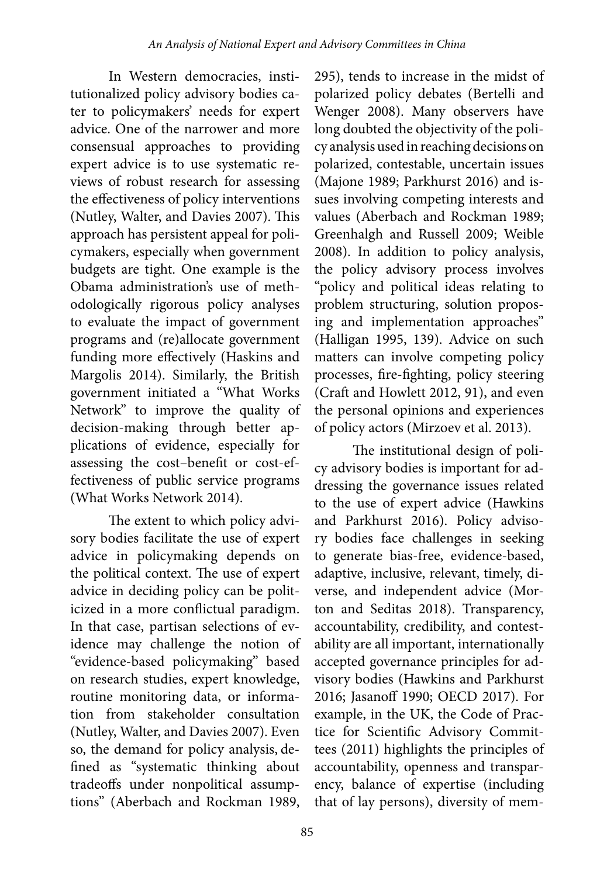In Western democracies, institutionalized policy advisory bodies cater to policymakers' needs for expert advice. One of the narrower and more consensual approaches to providing expert advice is to use systematic reviews of robust research for assessing the effectiveness of policy interventions (Nutley, Walter, and Davies 2007). This approach has persistent appeal for policymakers, especially when government budgets are tight. One example is the Obama administration's use of methodologically rigorous policy analyses to evaluate the impact of government programs and (re)allocate government funding more effectively (Haskins and Margolis 2014). Similarly, the British government initiated a "What Works Network" to improve the quality of decision-making through better applications of evidence, especially for assessing the cost–benefit or cost-effectiveness of public service programs (What Works Network 2014).

The extent to which policy advisory bodies facilitate the use of expert advice in policymaking depends on the political context. The use of expert advice in deciding policy can be politicized in a more conflictual paradigm. In that case, partisan selections of evidence may challenge the notion of "evidence-based policymaking" based on research studies, expert knowledge, routine monitoring data, or information from stakeholder consultation (Nutley, Walter, and Davies 2007). Even so, the demand for policy analysis, defined as "systematic thinking about tradeoffs under nonpolitical assumptions" (Aberbach and Rockman 1989, 295), tends to increase in the midst of polarized policy debates (Bertelli and Wenger 2008). Many observers have long doubted the objectivity of the policy analysis used in reaching decisions on polarized, contestable, uncertain issues (Majone 1989; Parkhurst 2016) and issues involving competing interests and values (Aberbach and Rockman 1989; Greenhalgh and Russell 2009; Weible 2008). In addition to policy analysis, the policy advisory process involves "policy and political ideas relating to problem structuring, solution proposing and implementation approaches" (Halligan 1995, 139). Advice on such matters can involve competing policy processes, fire-fighting, policy steering (Craft and Howlett 2012, 91), and even the personal opinions and experiences of policy actors (Mirzoev et al. 2013).

The institutional design of policy advisory bodies is important for addressing the governance issues related to the use of expert advice (Hawkins and Parkhurst 2016). Policy advisory bodies face challenges in seeking to generate bias-free, evidence-based, adaptive, inclusive, relevant, timely, diverse, and independent advice (Morton and Seditas 2018). Transparency, accountability, credibility, and contestability are all important, internationally accepted governance principles for advisory bodies (Hawkins and Parkhurst 2016; Jasanoff 1990; OECD 2017). For example, in the UK, the Code of Practice for Scientific Advisory Committees (2011) highlights the principles of accountability, openness and transparency, balance of expertise (including that of lay persons), diversity of mem-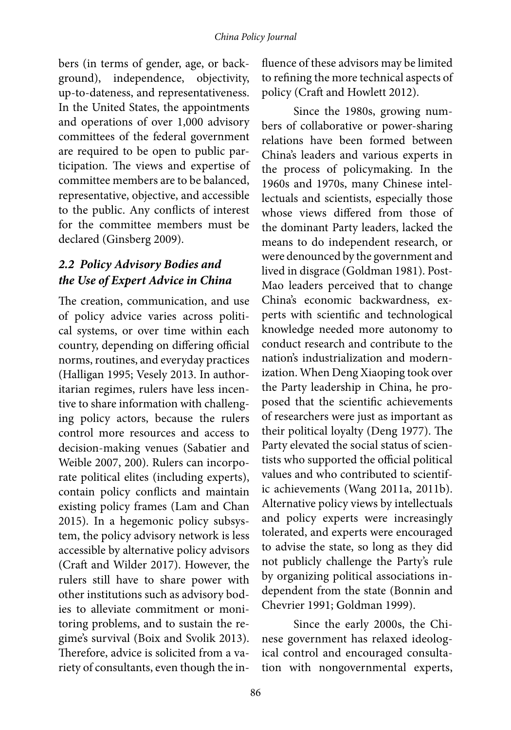bers (in terms of gender, age, or background), independence, objectivity, up-to-dateness, and representativeness. In the United States, the appointments and operations of over 1,000 advisory committees of the federal government are required to be open to public participation. The views and expertise of committee members are to be balanced, representative, objective, and accessible to the public. Any conflicts of interest for the committee members must be declared (Ginsberg 2009).

### *2.2 Policy Advisory Bodies and the Use of Expert Advice in China*

The creation, communication, and use of policy advice varies across political systems, or over time within each country, depending on differing official norms, routines, and everyday practices (Halligan 1995; Vesely 2013. In authoritarian regimes, rulers have less incentive to share information with challenging policy actors, because the rulers control more resources and access to decision-making venues (Sabatier and Weible 2007, 200). Rulers can incorporate political elites (including experts), contain policy conflicts and maintain existing policy frames (Lam and Chan 2015). In a hegemonic policy subsystem, the policy advisory network is less accessible by alternative policy advisors (Craft and Wilder 2017). However, the rulers still have to share power with other institutions such as advisory bodies to alleviate commitment or monitoring problems, and to sustain the regime's survival (Boix and Svolik 2013). Therefore, advice is solicited from a variety of consultants, even though the influence of these advisors may be limited to refining the more technical aspects of policy (Craft and Howlett 2012).

Since the 1980s, growing numbers of collaborative or power-sharing relations have been formed between China's leaders and various experts in the process of policymaking. In the 1960s and 1970s, many Chinese intellectuals and scientists, especially those whose views differed from those of the dominant Party leaders, lacked the means to do independent research, or were denounced by the government and lived in disgrace (Goldman 1981). Post-Mao leaders perceived that to change China's economic backwardness, experts with scientific and technological knowledge needed more autonomy to conduct research and contribute to the nation's industrialization and modernization. When Deng Xiaoping took over the Party leadership in China, he proposed that the scientific achievements of researchers were just as important as their political loyalty (Deng 1977). The Party elevated the social status of scientists who supported the official political values and who contributed to scientific achievements (Wang 2011a, 2011b). Alternative policy views by intellectuals and policy experts were increasingly tolerated, and experts were encouraged to advise the state, so long as they did not publicly challenge the Party's rule by organizing political associations independent from the state (Bonnin and Chevrier 1991; Goldman 1999).

Since the early 2000s, the Chinese government has relaxed ideological control and encouraged consultation with nongovernmental experts,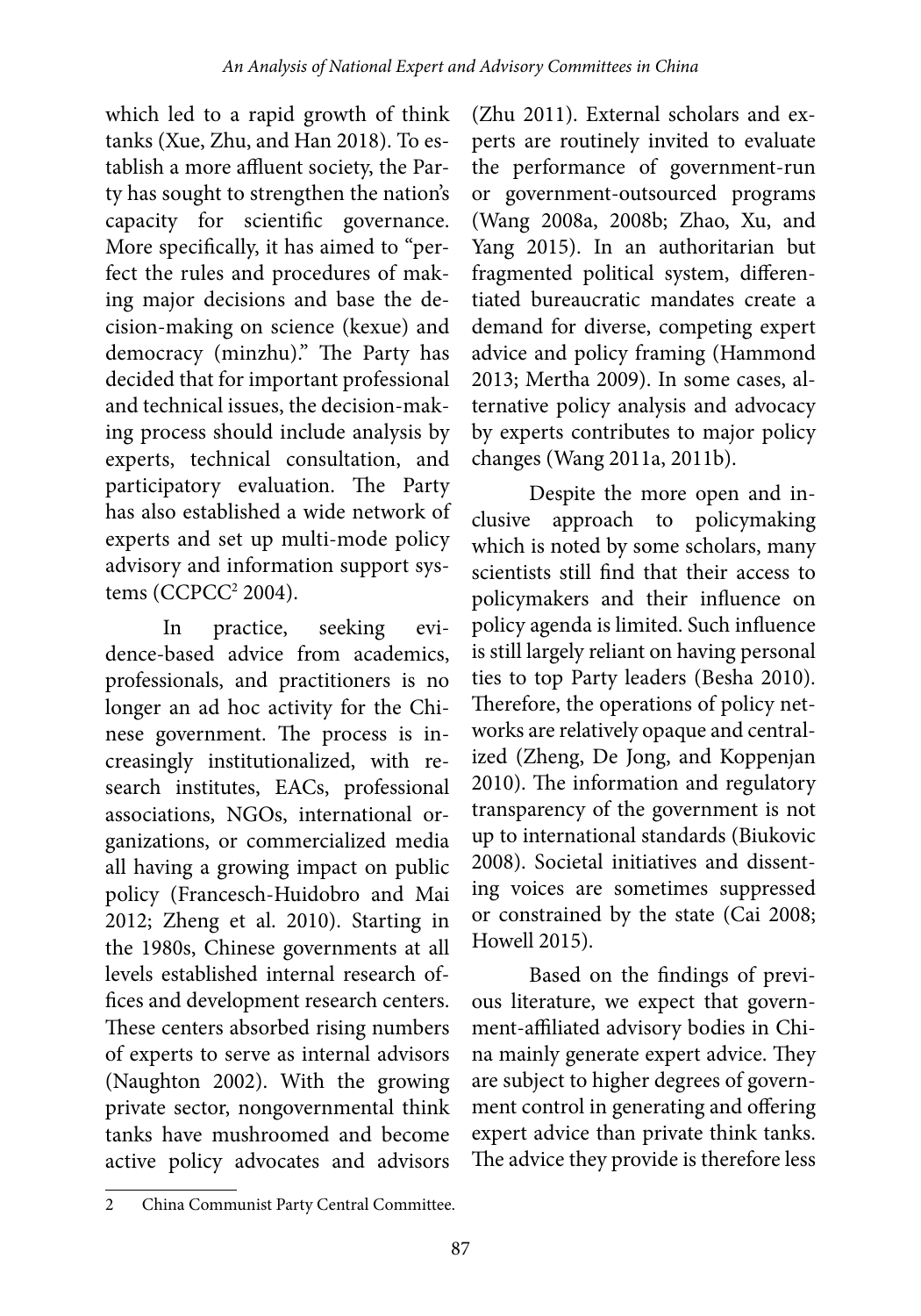which led to a rapid growth of think tanks (Xue, Zhu, and Han 2018). To establish a more affluent society, the Party has sought to strengthen the nation's capacity for scientific governance. More specifically, it has aimed to "perfect the rules and procedures of making major decisions and base the decision-making on science (kexue) and democracy (minzhu)." The Party has decided that for important professional and technical issues, the decision-making process should include analysis by experts, technical consultation, and participatory evaluation. The Party has also established a wide network of experts and set up multi-mode policy advisory and information support systems (CCPCC[2] 2004).

In practice, seeking evidence-based advice from academics, professionals, and practitioners is no longer an ad hoc activity for the Chinese government. The process is increasingly institutionalized, with research institutes, EACs, professional associations, NGOs, international organizations, or commercialized media all having a growing impact on public policy (Francesch-Huidobro and Mai 2012; Zheng et al. 2010). Starting in the 1980s, Chinese governments at all levels established internal research offices and development research centers. These centers absorbed rising numbers of experts to serve as internal advisors (Naughton 2002). With the growing private sector, nongovernmental think tanks have mushroomed and become active policy advocates and advisors (Zhu 2011). External scholars and experts are routinely invited to evaluate the performance of government-run or government-outsourced programs (Wang 2008a, 2008b; Zhao, Xu, and Yang 2015). In an authoritarian but fragmented political system, differentiated bureaucratic mandates create a demand for diverse, competing expert advice and policy framing (Hammond 2013; Mertha 2009). In some cases, alternative policy analysis and advocacy by experts contributes to major policy changes (Wang 2011a, 2011b).

Despite the more open and inclusive approach to policymaking which is noted by some scholars, many scientists still find that their access to policymakers and their influence on policy agenda is limited. Such influence is still largely reliant on having personal ties to top Party leaders (Besha 2010). Therefore, the operations of policy networks are relatively opaque and centralized (Zheng, De Jong, and Koppenjan 2010). The information and regulatory transparency of the government is not up to international standards (Biukovic 2008). Societal initiatives and dissenting voices are sometimes suppressed or constrained by the state (Cai 2008; Howell 2015).

Based on the findings of previous literature, we expect that government-affiliated advisory bodies in China mainly generate expert advice. They are subject to higher degrees of government control in generating and offering expert advice than private think tanks. The advice they provide is therefore less

---

2 China Communist Party Central Committee.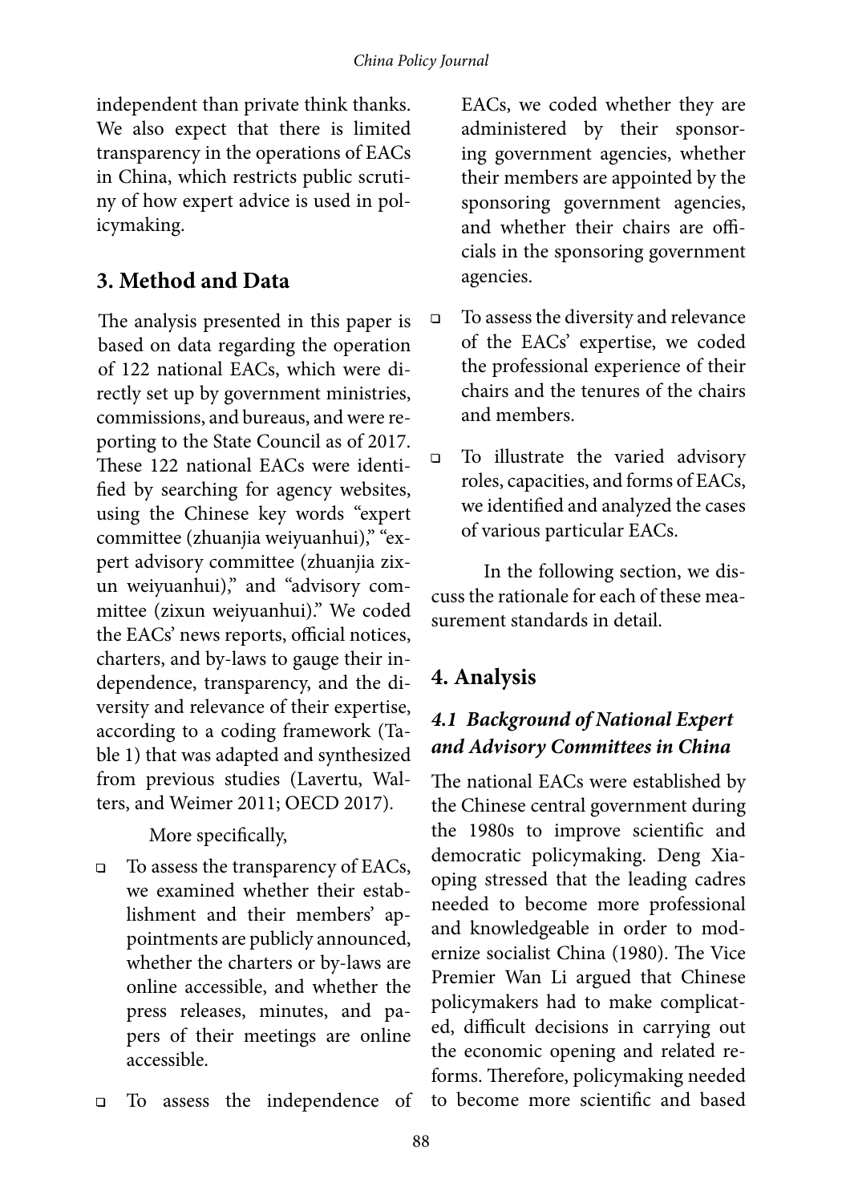independent than private think thanks. We also expect that there is limited transparency in the operations of EACs in China, which restricts public scrutiny of how expert advice is used in policymaking.

## 3. Method and Data

The analysis presented in this paper is based on data regarding the operation of 122 national EACs, which were directly set up by government ministries, commissions, and bureaus, and were reporting to the State Council as of 2017. These 122 national EACs were identified by searching for agency websites, using the Chinese key words "expert committee (zhuanjia weiyuanhui)," "expert advisory committee (zhuanjia zixun weiyuanhui)," and "advisory committee (zixun weiyuanhui)." We coded the EACs' news reports, official notices, charters, and by-laws to gauge their independence, transparency, and the diversity and relevance of their expertise, according to a coding framework (Table 1) that was adapted and synthesized from previous studies (Lavertu, Walters, and Weimer 2011; OECD 2017).

More specifically,

- To assess the transparency of EACs, we examined whether their establishment and their members' appointments are publicly announced, whether the charters or by-laws are online accessible, and whether the press releases, minutes, and papers of their meetings are online accessible.
- To assess the independence of EACs, we coded whether they are administered by their sponsoring government agencies, whether their members are appointed by the sponsoring government agencies, and whether their chairs are officials in the sponsoring government agencies.
- To assess the diversity and relevance of the EACs' expertise, we coded the professional experience of their chairs and the tenures of the chairs and members.
- To illustrate the varied advisory roles, capacities, and forms of EACs, we identified and analyzed the cases of various particular EACs.

In the following section, we discuss the rationale for each of these measurement standards in detail.

## 4. Analysis

### *4.1 Background of National Expert and Advisory Committees in China*

The national EACs were established by the Chinese central government during the 1980s to improve scientific and democratic policymaking. Deng Xiaoping stressed that the leading cadres needed to become more professional and knowledgeable in order to modernize socialist China (1980). The Vice Premier Wan Li argued that Chinese policymakers had to make complicated, difficult decisions in carrying out the economic opening and related reforms. Therefore, policymaking needed to become more scientific and based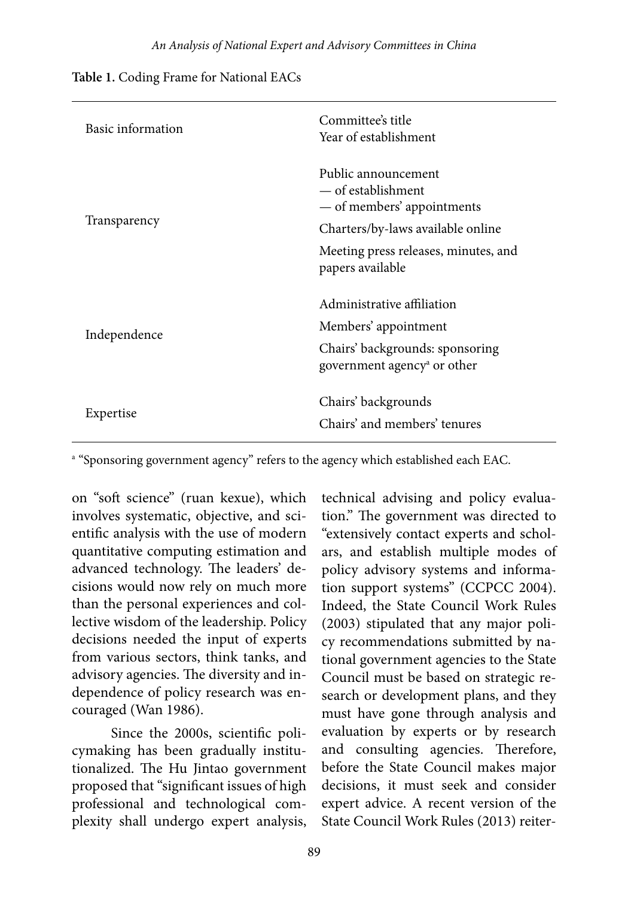**Table 1.** Coding Frame for National EACs

| | |
|---|---|
| Basic information | Committee's title<br>Year of establishment |
| Transparency | Public announcement<br>— of establishment<br>— of members' appointments<br>Charters/by-laws available online<br>Meeting press releases, minutes, and papers available |
| Independence | Administrative affiliation<br>Members' appointment<br>Chairs' backgrounds: sponsoring government agency[a] or other |
| Expertise | Chairs' backgrounds<br>Chairs' and members' tenures |

[a] "Sponsoring government agency" refers to the agency which established each EAC.

on "soft science" (ruan kexue), which involves systematic, objective, and scientific analysis with the use of modern quantitative computing estimation and advanced technology. The leaders' decisions would now rely on much more than the personal experiences and collective wisdom of the leadership. Policy decisions needed the input of experts from various sectors, think tanks, and advisory agencies. The diversity and independence of policy research was encouraged (Wan 1986).

Since the 2000s, scientific policymaking has been gradually institutionalized. The Hu Jintao government proposed that "significant issues of high professional and technological complexity shall undergo expert analysis, technical advising and policy evaluation." The government was directed to "extensively contact experts and scholars, and establish multiple modes of policy advisory systems and information support systems" (CCPCC 2004). Indeed, the State Council Work Rules (2003) stipulated that any major policy recommendations submitted by national government agencies to the State Council must be based on strategic research or development plans, and they must have gone through analysis and evaluation by experts or by research and consulting agencies. Therefore, before the State Council makes major decisions, it must seek and consider expert advice. A recent version of the State Council Work Rules (2013) reiter-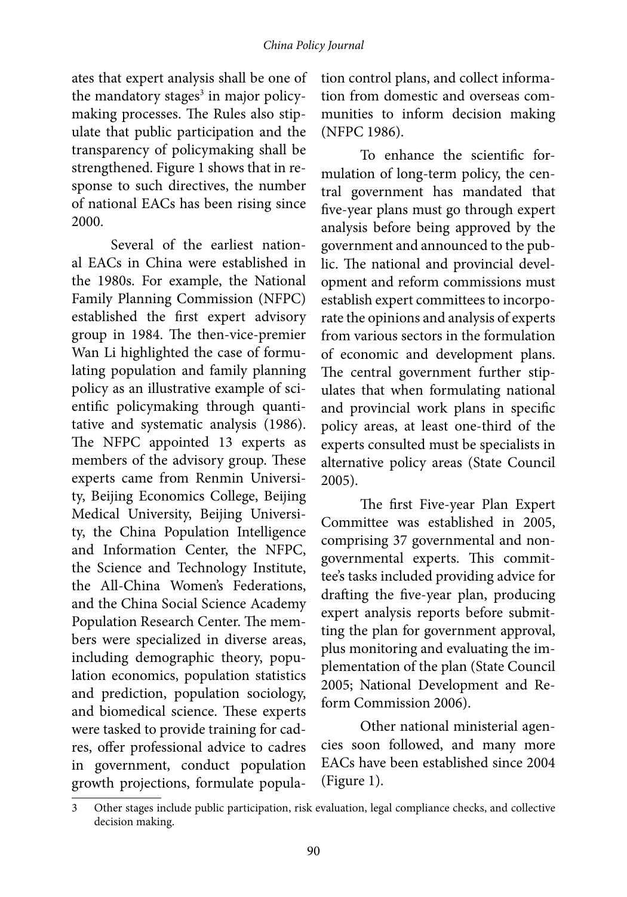ates that expert analysis shall be one of the mandatory stages[3] in major policymaking processes. The Rules also stipulate that public participation and the transparency of policymaking shall be strengthened. Figure 1 shows that in response to such directives, the number of national EACs has been rising since 2000.

Several of the earliest national EACs in China were established in the 1980s. For example, the National Family Planning Commission (NFPC) established the first expert advisory group in 1984. The then-vice-premier Wan Li highlighted the case of formulating population and family planning policy as an illustrative example of scientific policymaking through quantitative and systematic analysis (1986). The NFPC appointed 13 experts as members of the advisory group. These experts came from Renmin University, Beijing Economics College, Beijing Medical University, Beijing University, the China Population Intelligence and Information Center, the NFPC, the Science and Technology Institute, the All-China Women's Federations, and the China Social Science Academy Population Research Center. The members were specialized in diverse areas, including demographic theory, population economics, population statistics and prediction, population sociology, and biomedical science. These experts were tasked to provide training for cadres, offer professional advice to cadres in government, conduct population growth projections, formulate population control plans, and collect information from domestic and overseas communities to inform decision making (NFPC 1986).

To enhance the scientific formulation of long-term policy, the central government has mandated that five-year plans must go through expert analysis before being approved by the government and announced to the public. The national and provincial development and reform commissions must establish expert committees to incorporate the opinions and analysis of experts from various sectors in the formulation of economic and development plans. The central government further stipulates that when formulating national and provincial work plans in specific policy areas, at least one-third of the experts consulted must be specialists in alternative policy areas (State Council 2005).

The first Five-year Plan Expert Committee was established in 2005, comprising 37 governmental and nongovernmental experts. This committee's tasks included providing advice for drafting the five-year plan, producing expert analysis reports before submitting the plan for government approval, plus monitoring and evaluating the implementation of the plan (State Council 2005; National Development and Reform Commission 2006).

Other national ministerial agencies soon followed, and many more EACs have been established since 2004 (Figure 1).

---

3 Other stages include public participation, risk evaluation, legal compliance checks, and collective decision making.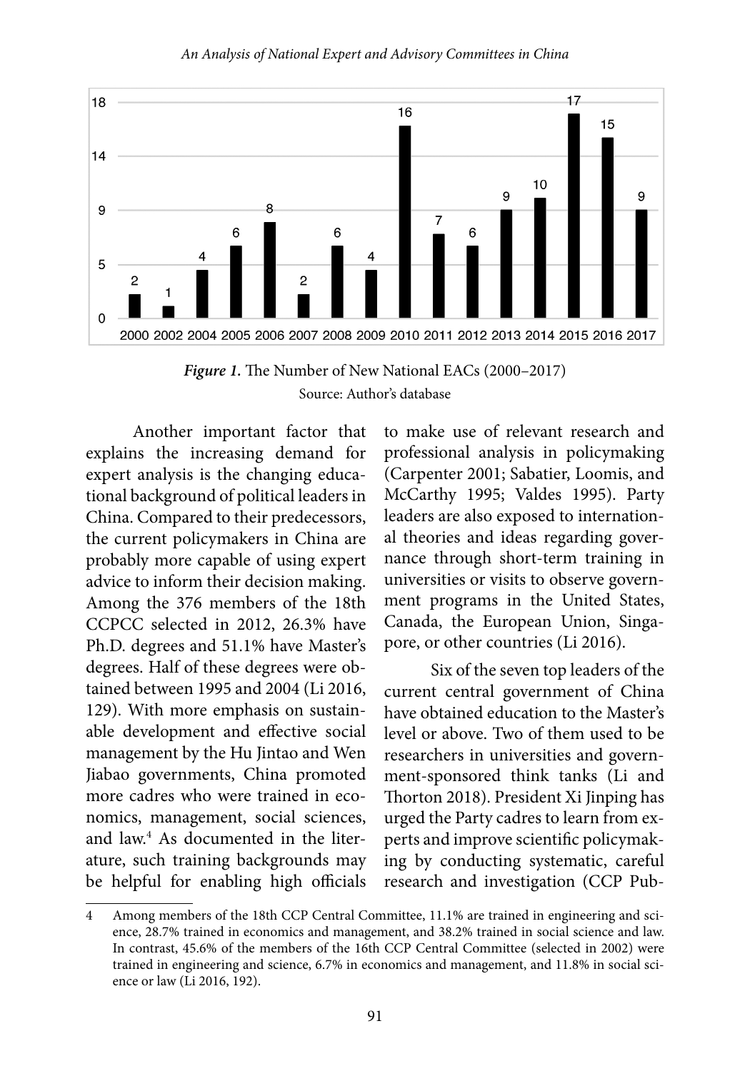*Figure 1.* The Number of New National EACs (2000–2017)
Source: Author's database

Another important factor that explains the increasing demand for expert analysis is the changing educational background of political leaders in China. Compared to their predecessors, the current policymakers in China are probably more capable of using expert advice to inform their decision making. Among the 376 members of the 18th CCPCC selected in 2012, 26.3% have Ph.D. degrees and 51.1% have Master's degrees. Half of these degrees were obtained between 1995 and 2004 (Li 2016, 129). With more emphasis on sustainable development and effective social management by the Hu Jintao and Wen Jiabao governments, China promoted more cadres who were trained in economics, management, social sciences, and law.[4] As documented in the literature, such training backgrounds may be helpful for enabling high officials to make use of relevant research and professional analysis in policymaking (Carpenter 2001; Sabatier, Loomis, and McCarthy 1995; Valdes 1995). Party leaders are also exposed to international theories and ideas regarding governance through short-term training in universities or visits to observe government programs in the United States, Canada, the European Union, Singapore, or other countries (Li 2016).

Six of the seven top leaders of the current central government of China have obtained education to the Master's level or above. Two of them used to be researchers in universities and government-sponsored think tanks (Li and Thorton 2018). President Xi Jinping has urged the Party cadres to learn from experts and improve scientific policymaking by conducting systematic, careful research and investigation (CCP Pub-

---

4 Among members of the 18th CCP Central Committee, 11.1% are trained in engineering and science, 28.7% trained in economics and management, and 38.2% trained in social science and law. In contrast, 45.6% of the members of the 16th CCP Central Committee (selected in 2002) were trained in engineering and science, 6.7% in economics and management, and 11.8% in social science or law (Li 2016, 192).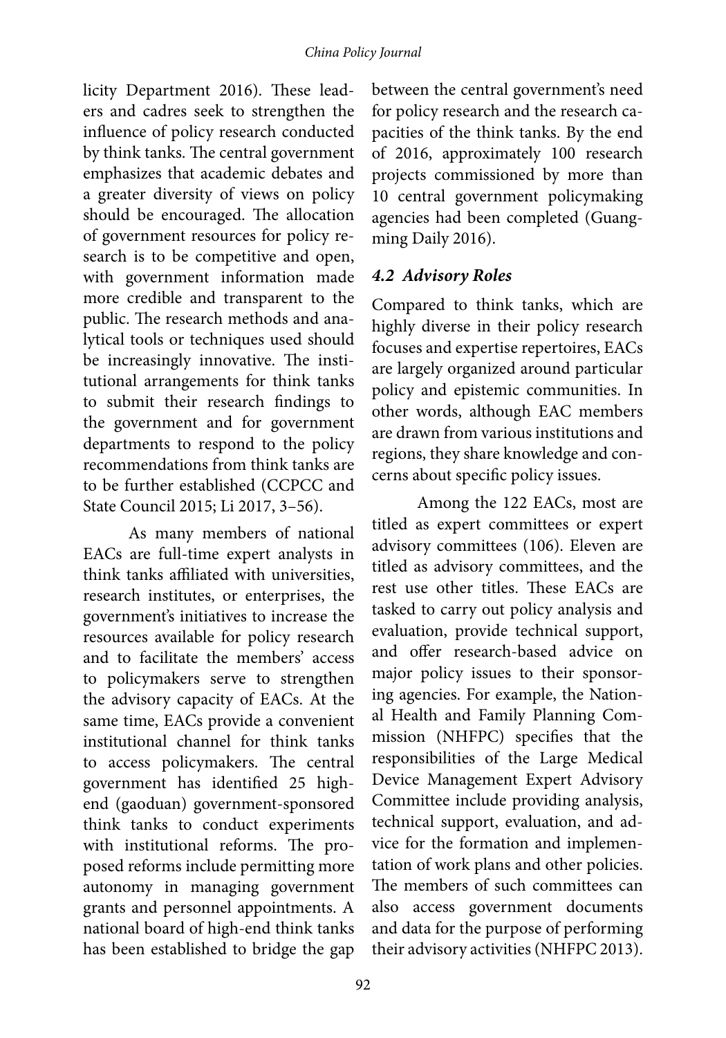licity Department 2016). These leaders and cadres seek to strengthen the influence of policy research conducted by think tanks. The central government emphasizes that academic debates and a greater diversity of views on policy should be encouraged. The allocation of government resources for policy research is to be competitive and open, with government information made more credible and transparent to the public. The research methods and analytical tools or techniques used should be increasingly innovative. The institutional arrangements for think tanks to submit their research findings to the government and for government departments to respond to the policy recommendations from think tanks are to be further established (CCPCC and State Council 2015; Li 2017, 3–56).

As many members of national EACs are full-time expert analysts in think tanks affiliated with universities, research institutes, or enterprises, the government's initiatives to increase the resources available for policy research and to facilitate the members' access to policymakers serve to strengthen the advisory capacity of EACs. At the same time, EACs provide a convenient institutional channel for think tanks to access policymakers. The central government has identified 25 high-end (gaoduan) government-sponsored think tanks to conduct experiments with institutional reforms. The proposed reforms include permitting more autonomy in managing government grants and personnel appointments. A national board of high-end think tanks has been established to bridge the gap between the central government's need for policy research and the research capacities of the think tanks. By the end of 2016, approximately 100 research projects commissioned by more than 10 central government policymaking agencies had been completed (Guangming Daily 2016).

### 4.2 Advisory Roles

Compared to think tanks, which are highly diverse in their policy research focuses and expertise repertoires, EACs are largely organized around particular policy and epistemic communities. In other words, although EAC members are drawn from various institutions and regions, they share knowledge and concerns about specific policy issues.

Among the 122 EACs, most are titled as expert committees or expert advisory committees (106). Eleven are titled as advisory committees, and the rest use other titles. These EACs are tasked to carry out policy analysis and evaluation, provide technical support, and offer research-based advice on major policy issues to their sponsoring agencies. For example, the National Health and Family Planning Commission (NHFPC) specifies that the responsibilities of the Large Medical Device Management Expert Advisory Committee include providing analysis, technical support, evaluation, and advice for the formation and implementation of work plans and other policies. The members of such committees can also access government documents and data for the purpose of performing their advisory activities (NHFPC 2013).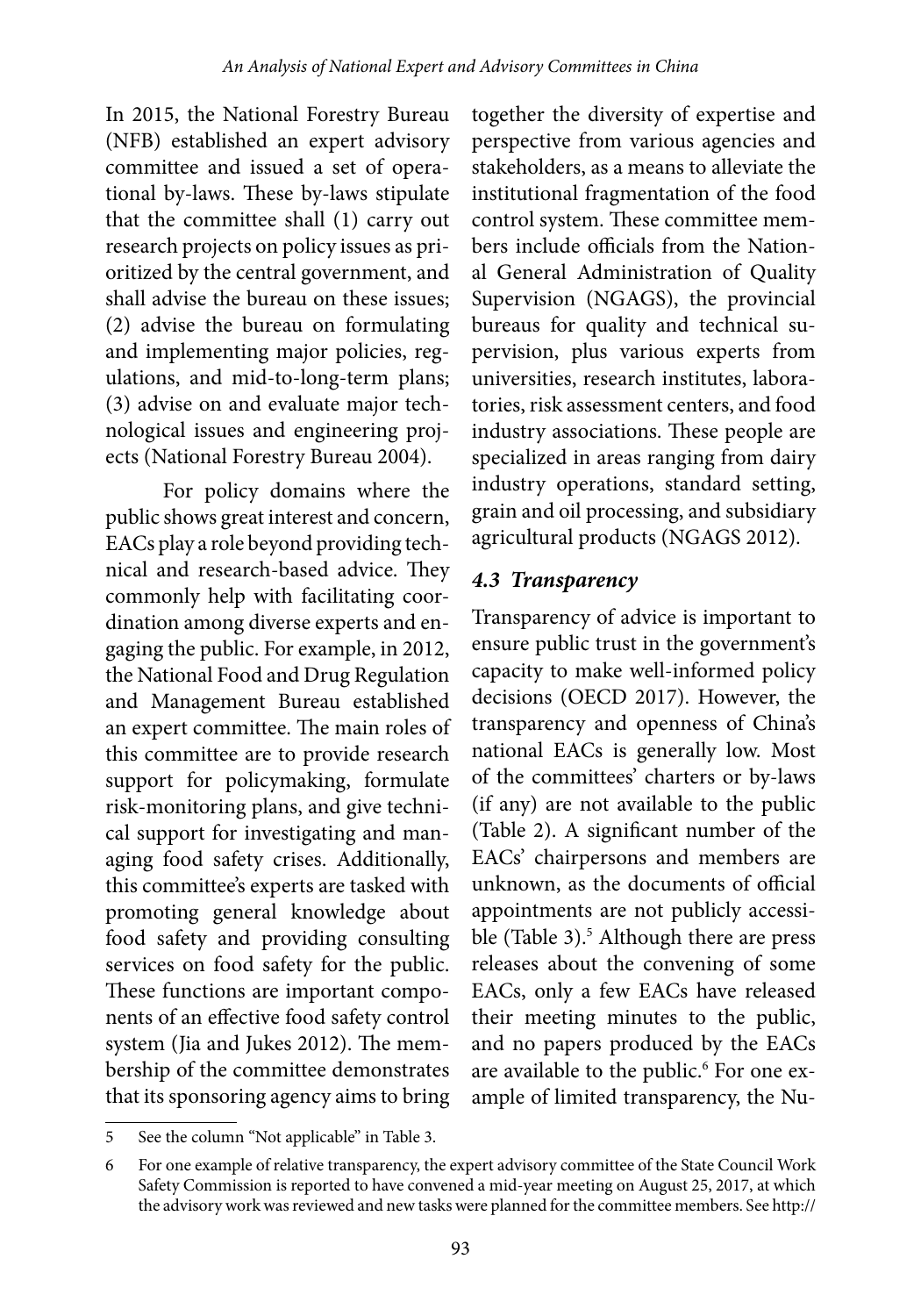In 2015, the National Forestry Bureau (NFB) established an expert advisory committee and issued a set of operational by-laws. These by-laws stipulate that the committee shall (1) carry out research projects on policy issues as prioritized by the central government, and shall advise the bureau on these issues; (2) advise the bureau on formulating and implementing major policies, regulations, and mid-to-long-term plans; (3) advise on and evaluate major technological issues and engineering projects (National Forestry Bureau 2004).

For policy domains where the public shows great interest and concern, EACs play a role beyond providing technical and research-based advice. They commonly help with facilitating coordination among diverse experts and engaging the public. For example, in 2012, the National Food and Drug Regulation and Management Bureau established an expert committee. The main roles of this committee are to provide research support for policymaking, formulate risk-monitoring plans, and give technical support for investigating and managing food safety crises. Additionally, this committee's experts are tasked with promoting general knowledge about food safety and providing consulting services on food safety for the public. These functions are important components of an effective food safety control system (Jia and Jukes 2012). The membership of the committee demonstrates that its sponsoring agency aims to bring together the diversity of expertise and perspective from various agencies and stakeholders, as a means to alleviate the institutional fragmentation of the food control system. These committee members include officials from the National General Administration of Quality Supervision (NGAGS), the provincial bureaus for quality and technical supervision, plus various experts from universities, research institutes, laboratories, risk assessment centers, and food industry associations. These people are specialized in areas ranging from dairy industry operations, standard setting, grain and oil processing, and subsidiary agricultural products (NGAGS 2012).

### *4.3 Transparency*

Transparency of advice is important to ensure public trust in the government's capacity to make well-informed policy decisions (OECD 2017). However, the transparency and openness of China's national EACs is generally low. Most of the committees' charters or by-laws (if any) are not available to the public (Table 2). A significant number of the EACs' chairpersons and members are unknown, as the documents of official appointments are not publicly accessible (Table 3).[5] Although there are press releases about the convening of some EACs, only a few EACs have released their meeting minutes to the public, and no papers produced by the EACs are available to the public.[6] For one example of limited transparency, the Nu-

5 See the column "Not applicable" in Table 3.

6 For one example of relative transparency, the expert advisory committee of the State Council Work Safety Commission is reported to have convened a mid-year meeting on August 25, 2017, at which the advisory work was reviewed and new tasks were planned for the committee members. See http://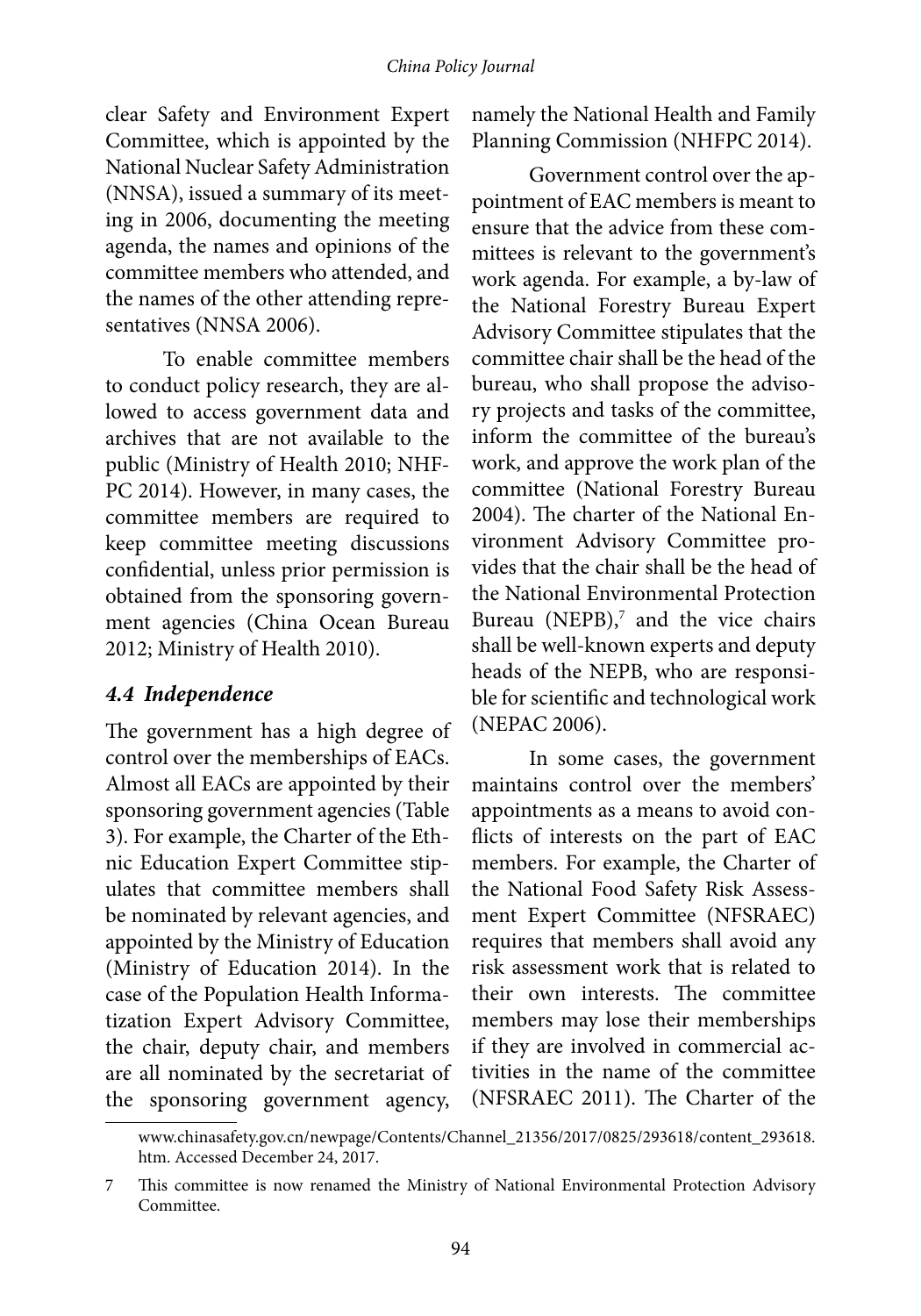clear Safety and Environment Expert Committee, which is appointed by the National Nuclear Safety Administration (NNSA), issued a summary of its meeting in 2006, documenting the meeting agenda, the names and opinions of the committee members who attended, and the names of the other attending representatives (NNSA 2006).

To enable committee members to conduct policy research, they are allowed to access government data and archives that are not available to the public (Ministry of Health 2010; NHFPC 2014). However, in many cases, the committee members are required to keep committee meeting discussions confidential, unless prior permission is obtained from the sponsoring government agencies (China Ocean Bureau 2012; Ministry of Health 2010).

### *4.4 Independence*

The government has a high degree of control over the memberships of EACs. Almost all EACs are appointed by their sponsoring government agencies (Table 3). For example, the Charter of the Ethnic Education Expert Committee stipulates that committee members shall be nominated by relevant agencies, and appointed by the Ministry of Education (Ministry of Education 2014). In the case of the Population Health Informatization Expert Advisory Committee, the chair, deputy chair, and members are all nominated by the secretariat of the sponsoring government agency, namely the National Health and Family Planning Commission (NHFPC 2014).

Government control over the appointment of EAC members is meant to ensure that the advice from these committees is relevant to the government's work agenda. For example, a by-law of the National Forestry Bureau Expert Advisory Committee stipulates that the committee chair shall be the head of the bureau, who shall propose the advisory projects and tasks of the committee, inform the committee of the bureau's work, and approve the work plan of the committee (National Forestry Bureau 2004). The charter of the National Environment Advisory Committee provides that the chair shall be the head of the National Environmental Protection Bureau (NEPB),[7] and the vice chairs shall be well-known experts and deputy heads of the NEPB, who are responsible for scientific and technological work (NEPAC 2006).

In some cases, the government maintains control over the members' appointments as a means to avoid conflicts of interests on the part of EAC members. For example, the Charter of the National Food Safety Risk Assessment Expert Committee (NFSRAEC) requires that members shall avoid any risk assessment work that is related to their own interests. The committee members may lose their memberships if they are involved in commercial activities in the name of the committee (NFSRAEC 2011). The Charter of the

www.chinasafety.gov.cn/newpage/Contents/Channel_21356/2017/0825/293618/content_293618.htm. Accessed December 24, 2017.

7 This committee is now renamed the Ministry of National Environmental Protection Advisory Committee.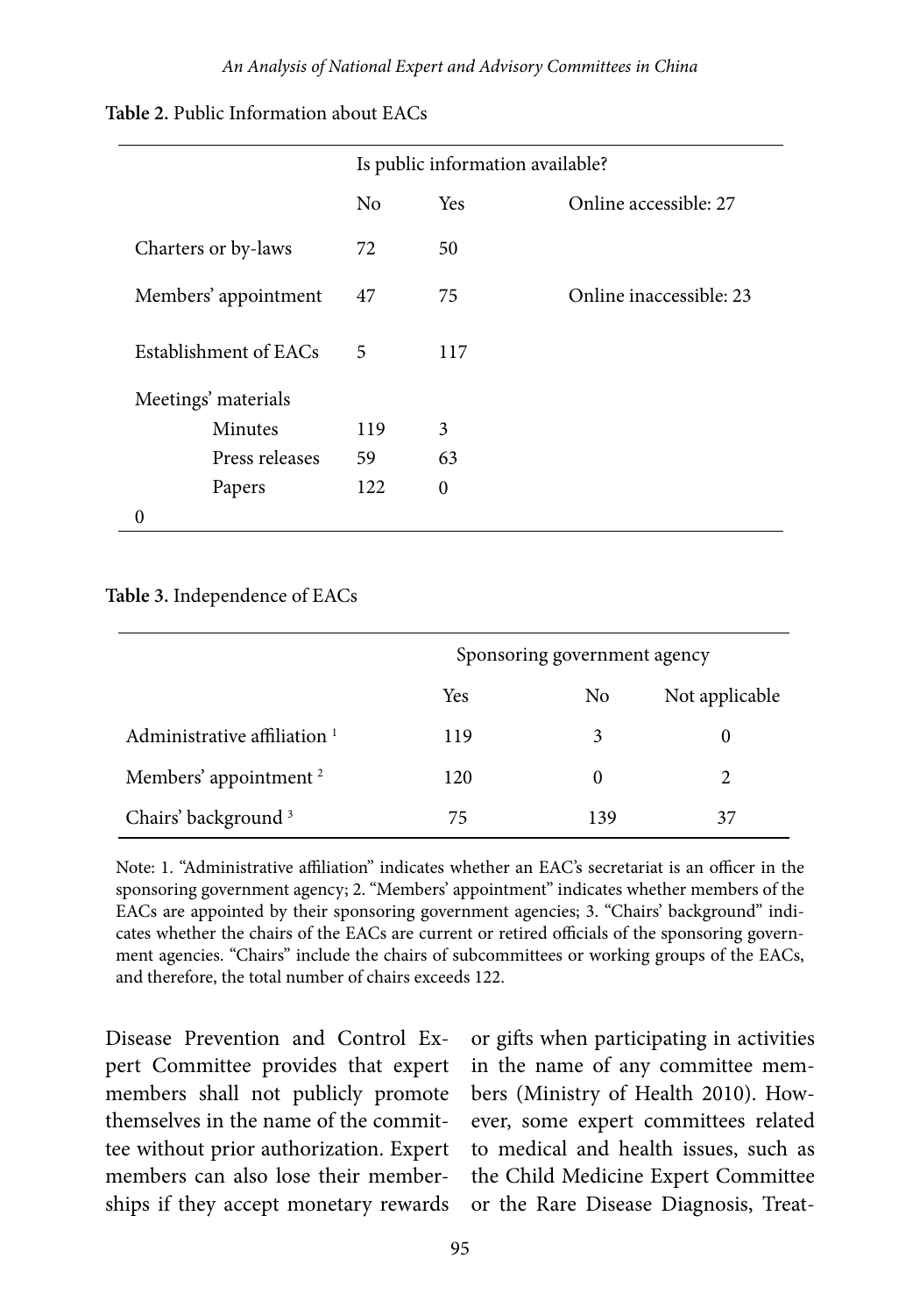**Table 2.** Public Information about EACs

| | Is public information available? | | |
|---|---|---|---|
| | No | Yes | Online accessible: 27 |
| Charters or by-laws | 72 | 50 | |
| Members' appointment | 47 | 75 | Online inaccessible: 23 |
| Establishment of EACs | 5 | 117 | |
| Meetings' materials | | | |
| Minutes | 119 | 3 | |
| Press releases | 59 | 63 | |
| Papers | 122 | 0 | |
| 0 | | | |

**Table 3.** Independence of EACs

| | Sponsoring government agency | | |
|---|---|---|---|
| | Yes | No | Not applicable |
| Administrative affiliation [1] | 119 | 3 | 0 |
| Members' appointment [2] | 120 | 0 | 2 |
| Chairs' background [3] | 75 | 139 | 37 |

Note: 1. "Administrative affiliation" indicates whether an EAC's secretariat is an officer in the sponsoring government agency; 2. "Members' appointment" indicates whether members of the EACs are appointed by their sponsoring government agencies; 3. "Chairs' background" indicates whether the chairs of the EACs are current or retired officials of the sponsoring government agencies. "Chairs" include the chairs of subcommittees or working groups of the EACs, and therefore, the total number of chairs exceeds 122.

Disease Prevention and Control Expert Committee provides that expert members shall not publicly promote themselves in the name of the committee without prior authorization. Expert members can also lose their memberships if they accept monetary rewards or gifts when participating in activities in the name of any committee members (Ministry of Health 2010). However, some expert committees related to medical and health issues, such as the Child Medicine Expert Committee or the Rare Disease Diagnosis, Treat-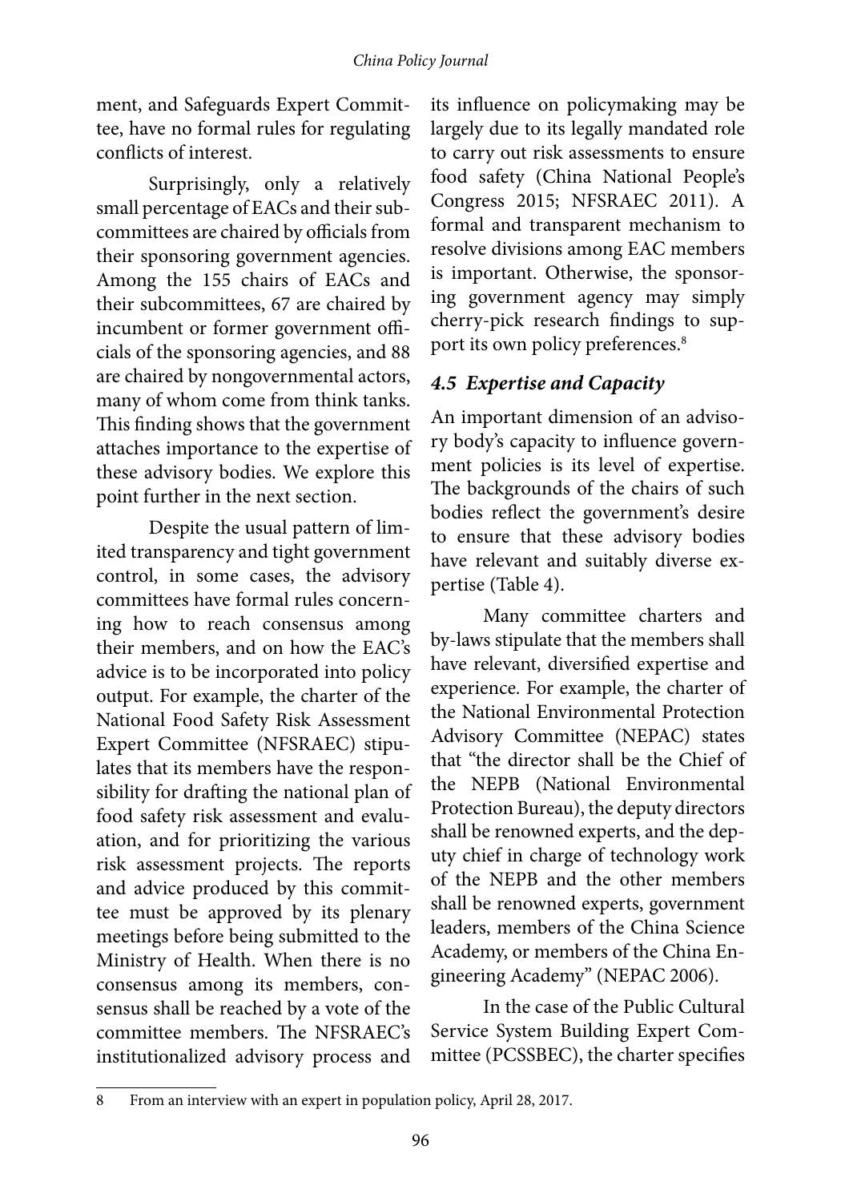ment, and Safeguards Expert Committee, have no formal rules for regulating conflicts of interest.

Surprisingly, only a relatively small percentage of EACs and their subcommittees are chaired by officials from their sponsoring government agencies. Among the 155 chairs of EACs and their subcommittees, 67 are chaired by incumbent or former government officials of the sponsoring agencies, and 88 are chaired by nongovernmental actors, many of whom come from think tanks. This finding shows that the government attaches importance to the expertise of these advisory bodies. We explore this point further in the next section.

Despite the usual pattern of limited transparency and tight government control, in some cases, the advisory committees have formal rules concerning how to reach consensus among their members, and on how the EAC's advice is to be incorporated into policy output. For example, the charter of the National Food Safety Risk Assessment Expert Committee (NFSRAEC) stipulates that its members have the responsibility for drafting the national plan of food safety risk assessment and evaluation, and for prioritizing the various risk assessment projects. The reports and advice produced by this committee must be approved by its plenary meetings before being submitted to the Ministry of Health. When there is no consensus among its members, consensus shall be reached by a vote of the committee members. The NFSRAEC's institutionalized advisory process and its influence on policymaking may be largely due to its legally mandated role to carry out risk assessments to ensure food safety (China National People's Congress 2015; NFSRAEC 2011). A formal and transparent mechanism to resolve divisions among EAC members is important. Otherwise, the sponsoring government agency may simply cherry-pick research findings to support its own policy preferences.[8]

### *4.5 Expertise and Capacity*

An important dimension of an advisory body's capacity to influence government policies is its level of expertise. The backgrounds of the chairs of such bodies reflect the government's desire to ensure that these advisory bodies have relevant and suitably diverse expertise (Table 4).

Many committee charters and by-laws stipulate that the members shall have relevant, diversified expertise and experience. For example, the charter of the National Environmental Protection Advisory Committee (NEPAC) states that "the director shall be the Chief of the NEPB (National Environmental Protection Bureau), the deputy directors shall be renowned experts, and the deputy chief in charge of technology work of the NEPB and the other members shall be renowned experts, government leaders, members of the China Science Academy, or members of the China Engineering Academy" (NEPAC 2006).

In the case of the Public Cultural Service System Building Expert Committee (PCSSBEC), the charter specifies

---

8 From an interview with an expert in population policy, April 28, 2017.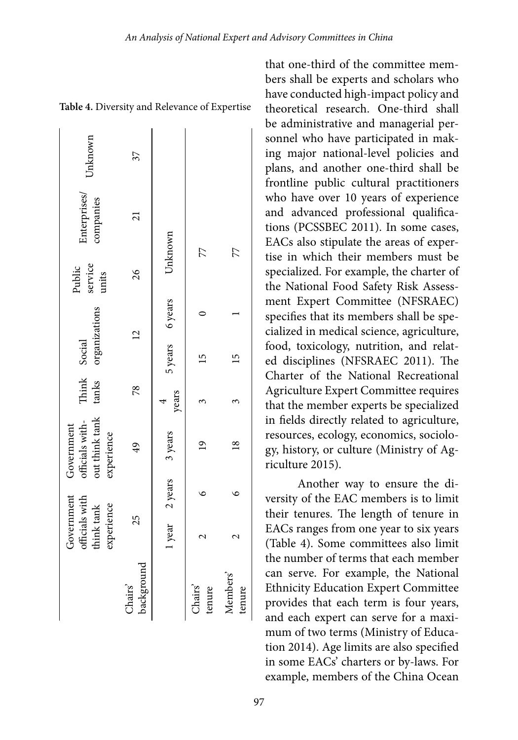**Table 4.** Diversity and Relevance of Expertise

| | Government officials with think tank experience | Government officials without think tank experience | Think tanks | Social organizations | Public service units | Enterprises/ companies | Unknown |
|---|---|---|---|---|---|---|---|
| Chairs' background | 25 | 49 | 78 | 12 | 26 | 21 | 37 |

| | 1 year | 2 years | 3 years | 4 years | 5 years | 6 years | Unknown |
|---|---|---|---|---|---|---|---|
| Chairs' tenure | 2 | 6 | 19 | 3 | 15 | 0 | 77 |
| Members' tenure | 2 | 6 | 18 | 3 | 15 | 1 | 77 |

that one-third of the committee members shall be experts and scholars who have conducted high-impact policy and theoretical research. One-third shall be administrative and managerial personnel who have participated in making major national-level policies and plans, and another one-third shall be frontline public cultural practitioners who have over 10 years of experience and advanced professional qualifications (PCSSBEC 2011). In some cases, EACs also stipulate the areas of expertise in which their members must be specialized. For example, the charter of the National Food Safety Risk Assessment Expert Committee (NFSRAEC) specifies that its members shall be specialized in medical science, agriculture, food, toxicology, nutrition, and related disciplines (NFSRAEC 2011). The Charter of the National Recreational Agriculture Expert Committee requires that the member experts be specialized in fields directly related to agriculture, resources, ecology, economics, sociology, history, or culture (Ministry of Agriculture 2015).

Another way to ensure the diversity of the EAC members is to limit their tenures. The length of tenure in EACs ranges from one year to six years (Table 4). Some committees also limit the number of terms that each member can serve. For example, the National Ethnicity Education Expert Committee provides that each term is four years, and each expert can serve for a maximum of two terms (Ministry of Education 2014). Age limits are also specified in some EACs' charters or by-laws. For example, members of the China Ocean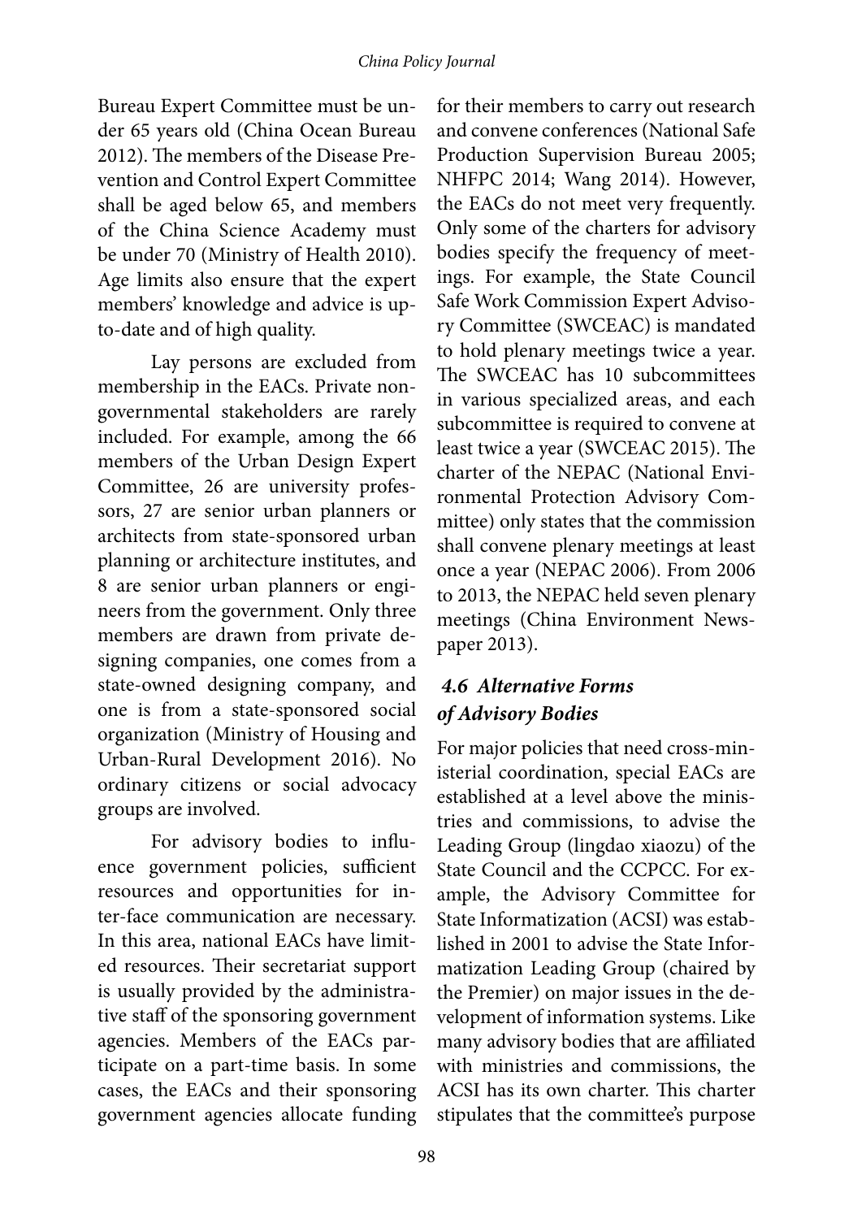Bureau Expert Committee must be under 65 years old (China Ocean Bureau 2012). The members of the Disease Prevention and Control Expert Committee shall be aged below 65, and members of the China Science Academy must be under 70 (Ministry of Health 2010). Age limits also ensure that the expert members' knowledge and advice is up-to-date and of high quality.

Lay persons are excluded from membership in the EACs. Private non-governmental stakeholders are rarely included. For example, among the 66 members of the Urban Design Expert Committee, 26 are university professors, 27 are senior urban planners or architects from state-sponsored urban planning or architecture institutes, and 8 are senior urban planners or engineers from the government. Only three members are drawn from private designing companies, one comes from a state-owned designing company, and one is from a state-sponsored social organization (Ministry of Housing and Urban-Rural Development 2016). No ordinary citizens or social advocacy groups are involved.

For advisory bodies to influence government policies, sufficient resources and opportunities for inter-face communication are necessary. In this area, national EACs have limited resources. Their secretariat support is usually provided by the administrative staff of the sponsoring government agencies. Members of the EACs participate on a part-time basis. In some cases, the EACs and their sponsoring government agencies allocate funding for their members to carry out research and convene conferences (National Safe Production Supervision Bureau 2005; NHFPC 2014; Wang 2014). However, the EACs do not meet very frequently. Only some of the charters for advisory bodies specify the frequency of meetings. For example, the State Council Safe Work Commission Expert Advisory Committee (SWCEAC) is mandated to hold plenary meetings twice a year. The SWCEAC has 10 subcommittees in various specialized areas, and each subcommittee is required to convene at least twice a year (SWCEAC 2015). The charter of the NEPAC (National Environmental Protection Advisory Committee) only states that the commission shall convene plenary meetings at least once a year (NEPAC 2006). From 2006 to 2013, the NEPAC held seven plenary meetings (China Environment Newspaper 2013).

### *4.6 Alternative Forms of Advisory Bodies*

For major policies that need cross-ministerial coordination, special EACs are established at a level above the ministries and commissions, to advise the Leading Group (lingdao xiaozu) of the State Council and the CCPCC. For example, the Advisory Committee for State Informatization (ACSI) was established in 2001 to advise the State Informatization Leading Group (chaired by the Premier) on major issues in the development of information systems. Like many advisory bodies that are affiliated with ministries and commissions, the ACSI has its own charter. This charter stipulates that the committee's purpose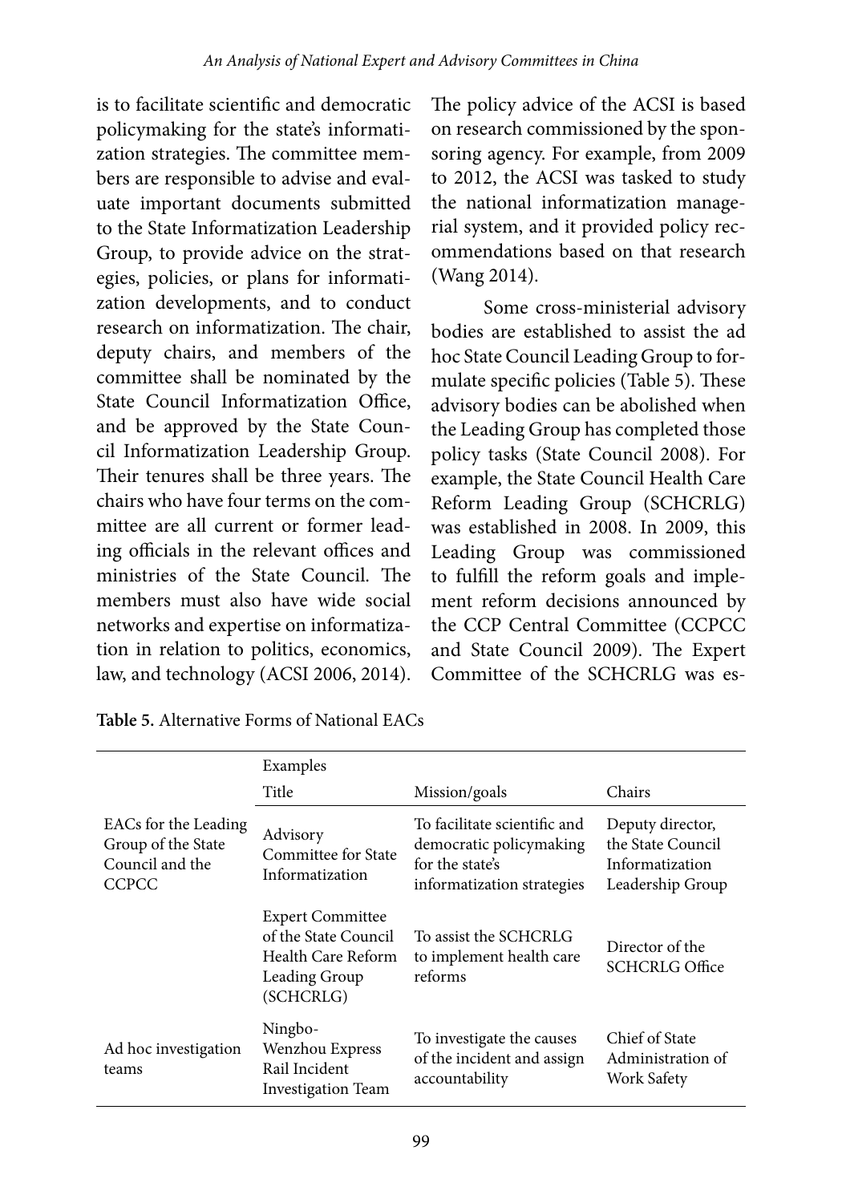is to facilitate scientific and democratic policymaking for the state's informatization strategies. The committee members are responsible to advise and evaluate important documents submitted to the State Informatization Leadership Group, to provide advice on the strategies, policies, or plans for informatization developments, and to conduct research on informatization. The chair, deputy chairs, and members of the committee shall be nominated by the State Council Informatization Office, and be approved by the State Council Informatization Leadership Group. Their tenures shall be three years. The chairs who have four terms on the committee are all current or former leading officials in the relevant offices and ministries of the State Council. The members must also have wide social networks and expertise on informatization in relation to politics, economics, law, and technology (ACSI 2006, 2014). The policy advice of the ACSI is based on research commissioned by the sponsoring agency. For example, from 2009 to 2012, the ACSI was tasked to study the national informatization managerial system, and it provided policy recommendations based on that research (Wang 2014).

Some cross-ministerial advisory bodies are established to assist the ad hoc State Council Leading Group to formulate specific policies (Table 5). These advisory bodies can be abolished when the Leading Group has completed those policy tasks (State Council 2008). For example, the State Council Health Care Reform Leading Group (SCHCRLG) was established in 2008. In 2009, this Leading Group was commissioned to fulfill the reform goals and implement reform decisions announced by the CCP Central Committee (CCPCC and State Council 2009). The Expert Committee of the SCHCRLG was es-

**Table 5.** Alternative Forms of National EACs

| | Examples | | |
|---|---|---|---|
| | Title | Mission/goals | Chairs |
| EACs for the Leading Group of the State Council and the CCPCC | Advisory Committee for State Informatization | To facilitate scientific and democratic policymaking for the state's informatization strategies | Deputy director, the State Council Informatization Leadership Group |
| | Expert Committee of the State Council Health Care Reform Leading Group (SCHCRLG) | To assist the SCHCRLG to implement health care reforms | Director of the SCHCRLG Office |
| Ad hoc investigation teams | Ningbo-Wenzhou Express Rail Incident Investigation Team | To investigate the causes of the incident and assign accountability | Chief of State Administration of Work Safety |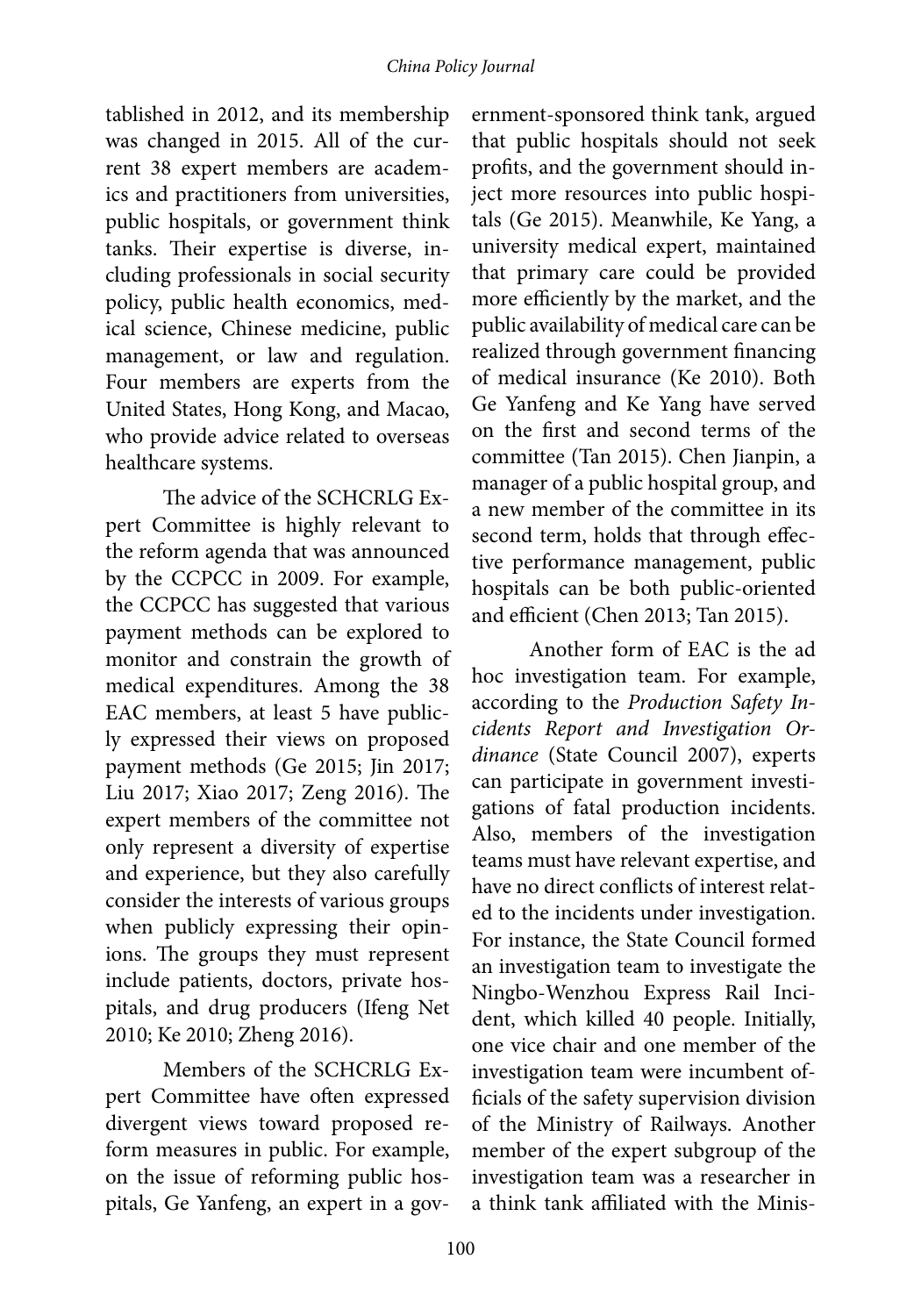tablished in 2012, and its membership was changed in 2015. All of the current 38 expert members are academics and practitioners from universities, public hospitals, or government think tanks. Their expertise is diverse, including professionals in social security policy, public health economics, medical science, Chinese medicine, public management, or law and regulation. Four members are experts from the United States, Hong Kong, and Macao, who provide advice related to overseas healthcare systems.

The advice of the SCHCRLG Expert Committee is highly relevant to the reform agenda that was announced by the CCPCC in 2009. For example, the CCPCC has suggested that various payment methods can be explored to monitor and constrain the growth of medical expenditures. Among the 38 EAC members, at least 5 have publicly expressed their views on proposed payment methods (Ge 2015; Jin 2017; Liu 2017; Xiao 2017; Zeng 2016). The expert members of the committee not only represent a diversity of expertise and experience, but they also carefully consider the interests of various groups when publicly expressing their opinions. The groups they must represent include patients, doctors, private hospitals, and drug producers (Ifeng Net 2010; Ke 2010; Zheng 2016).

Members of the SCHCRLG Expert Committee have often expressed divergent views toward proposed reform measures in public. For example, on the issue of reforming public hospitals, Ge Yanfeng, an expert in a government-sponsored think tank, argued that public hospitals should not seek profits, and the government should inject more resources into public hospitals (Ge 2015). Meanwhile, Ke Yang, a university medical expert, maintained that primary care could be provided more efficiently by the market, and the public availability of medical care can be realized through government financing of medical insurance (Ke 2010). Both Ge Yanfeng and Ke Yang have served on the first and second terms of the committee (Tan 2015). Chen Jianpin, a manager of a public hospital group, and a new member of the committee in its second term, holds that through effective performance management, public hospitals can be both public-oriented and efficient (Chen 2013; Tan 2015).

Another form of EAC is the ad hoc investigation team. For example, according to the *Production Safety Incidents Report and Investigation Ordinance* (State Council 2007), experts can participate in government investigations of fatal production incidents. Also, members of the investigation teams must have relevant expertise, and have no direct conflicts of interest related to the incidents under investigation. For instance, the State Council formed an investigation team to investigate the Ningbo-Wenzhou Express Rail Incident, which killed 40 people. Initially, one vice chair and one member of the investigation team were incumbent officials of the safety supervision division of the Ministry of Railways. Another member of the expert subgroup of the investigation team was a researcher in a think tank affiliated with the Minis-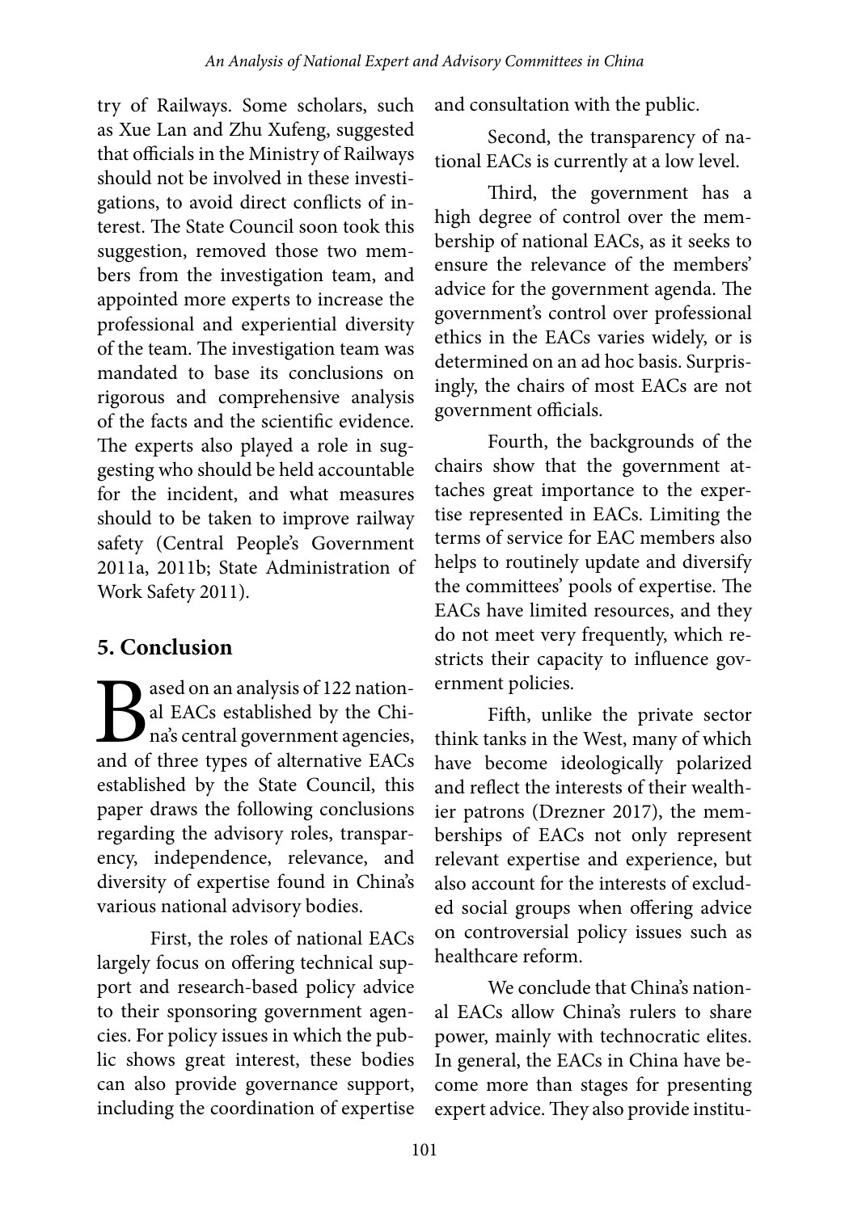try of Railways. Some scholars, such as Xue Lan and Zhu Xufeng, suggested that officials in the Ministry of Railways should not be involved in these investigations, to avoid direct conflicts of interest. The State Council soon took this suggestion, removed those two members from the investigation team, and appointed more experts to increase the professional and experiential diversity of the team. The investigation team was mandated to base its conclusions on rigorous and comprehensive analysis of the facts and the scientific evidence. The experts also played a role in suggesting who should be held accountable for the incident, and what measures should to be taken to improve railway safety (Central People's Government 2011a, 2011b; State Administration of Work Safety 2011).

## 5. Conclusion

Based on an analysis of 122 national EACs established by the China's central government agencies, and of three types of alternative EACs established by the State Council, this paper draws the following conclusions regarding the advisory roles, transparency, independence, relevance, and diversity of expertise found in China's various national advisory bodies.

First, the roles of national EACs largely focus on offering technical support and research-based policy advice to their sponsoring government agencies. For policy issues in which the public shows great interest, these bodies can also provide governance support, including the coordination of expertise and consultation with the public.

Second, the transparency of national EACs is currently at a low level.

Third, the government has a high degree of control over the membership of national EACs, as it seeks to ensure the relevance of the members' advice for the government agenda. The government's control over professional ethics in the EACs varies widely, or is determined on an ad hoc basis. Surprisingly, the chairs of most EACs are not government officials.

Fourth, the backgrounds of the chairs show that the government attaches great importance to the expertise represented in EACs. Limiting the terms of service for EAC members also helps to routinely update and diversify the committees' pools of expertise. The EACs have limited resources, and they do not meet very frequently, which restricts their capacity to influence government policies.

Fifth, unlike the private sector think tanks in the West, many of which have become ideologically polarized and reflect the interests of their wealthier patrons (Drezner 2017), the memberships of EACs not only represent relevant expertise and experience, but also account for the interests of excluded social groups when offering advice on controversial policy issues such as healthcare reform.

We conclude that China's national EACs allow China's rulers to share power, mainly with technocratic elites. In general, the EACs in China have become more than stages for presenting expert advice. They also provide institu-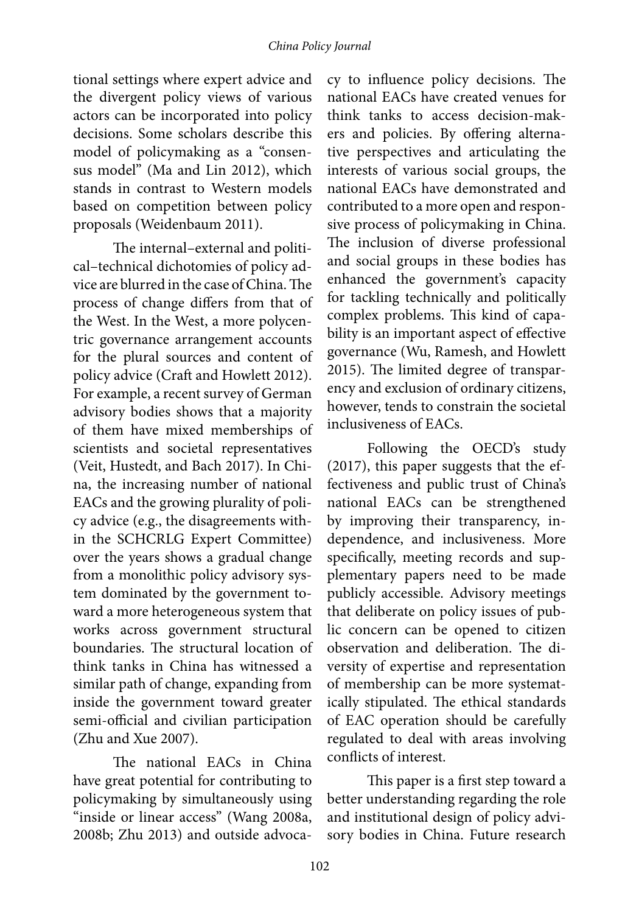tional settings where expert advice and the divergent policy views of various actors can be incorporated into policy decisions. Some scholars describe this model of policymaking as a "consensus model" (Ma and Lin 2012), which stands in contrast to Western models based on competition between policy proposals (Weidenbaum 2011).

The internal–external and political–technical dichotomies of policy advice are blurred in the case of China. The process of change differs from that of the West. In the West, a more polycentric governance arrangement accounts for the plural sources and content of policy advice (Craft and Howlett 2012). For example, a recent survey of German advisory bodies shows that a majority of them have mixed memberships of scientists and societal representatives (Veit, Hustedt, and Bach 2017). In China, the increasing number of national EACs and the growing plurality of policy advice (e.g., the disagreements within the SCHCRLG Expert Committee) over the years shows a gradual change from a monolithic policy advisory system dominated by the government toward a more heterogeneous system that works across government structural boundaries. The structural location of think tanks in China has witnessed a similar path of change, expanding from inside the government toward greater semi-official and civilian participation (Zhu and Xue 2007).

The national EACs in China have great potential for contributing to policymaking by simultaneously using "inside or linear access" (Wang 2008a, 2008b; Zhu 2013) and outside advocacy to influence policy decisions. The national EACs have created venues for think tanks to access decision-makers and policies. By offering alternative perspectives and articulating the interests of various social groups, the national EACs have demonstrated and contributed to a more open and responsive process of policymaking in China. The inclusion of diverse professional and social groups in these bodies has enhanced the government's capacity for tackling technically and politically complex problems. This kind of capability is an important aspect of effective governance (Wu, Ramesh, and Howlett 2015). The limited degree of transparency and exclusion of ordinary citizens, however, tends to constrain the societal inclusiveness of EACs.

Following the OECD's study (2017), this paper suggests that the effectiveness and public trust of China's national EACs can be strengthened by improving their transparency, independence, and inclusiveness. More specifically, meeting records and supplementary papers need to be made publicly accessible. Advisory meetings that deliberate on policy issues of public concern can be opened to citizen observation and deliberation. The diversity of expertise and representation of membership can be more systematically stipulated. The ethical standards of EAC operation should be carefully regulated to deal with areas involving conflicts of interest.

This paper is a first step toward a better understanding regarding the role and institutional design of policy advisory bodies in China. Future research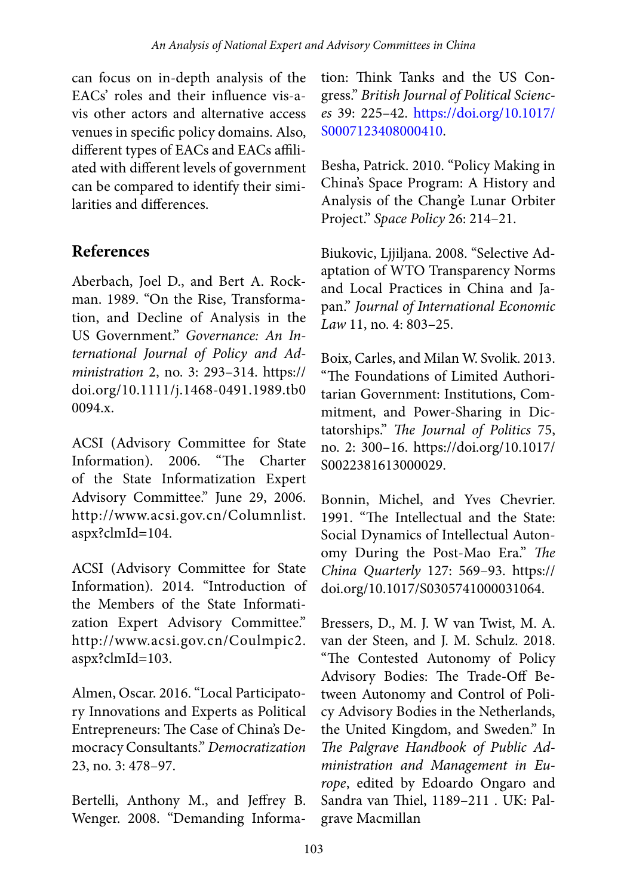can focus on in-depth analysis of the EACs' roles and their influence vis-a-vis other actors and alternative access venues in specific policy domains. Also, different types of EACs and EACs affiliated with different levels of government can be compared to identify their similarities and differences.

## References

Aberbach, Joel D., and Bert A. Rockman. 1989. "On the Rise, Transformation, and Decline of Analysis in the US Government." *Governance: An International Journal of Policy and Administration* 2, no. 3: 293–314. https://doi.org/10.1111/j.1468-0491.1989.tb00094.x.

ACSI (Advisory Committee for State Information). 2006. "The Charter of the State Informatization Expert Advisory Committee." June 29, 2006. http://www.acsi.gov.cn/Columnlist.aspx?clmId=104.

ACSI (Advisory Committee for State Information). 2014. "Introduction of the Members of the State Informatization Expert Advisory Committee." http://www.acsi.gov.cn/Coulmpic2.aspx?clmId=103.

Almen, Oscar. 2016. "Local Participatory Innovations and Experts as Political Entrepreneurs: The Case of China's Democracy Consultants." *Democratization* 23, no. 3: 478–97.

Bertelli, Anthony M., and Jeffrey B. Wenger. 2008. "Demanding Information: Think Tanks and the US Congress." *British Journal of Political Sciences* 39: 225–42. https://doi.org/10.1017/S0007123408000410.

Besha, Patrick. 2010. "Policy Making in China's Space Program: A History and Analysis of the Chang'e Lunar Orbiter Project." *Space Policy* 26: 214–21.

Biukovic, Ljjiljana. 2008. "Selective Adaptation of WTO Transparency Norms and Local Practices in China and Japan." *Journal of International Economic Law* 11, no. 4: 803–25.

Boix, Carles, and Milan W. Svolik. 2013. "The Foundations of Limited Authoritarian Government: Institutions, Commitment, and Power-Sharing in Dictatorships." *The Journal of Politics* 75, no. 2: 300–16. https://doi.org/10.1017/S0022381613000029.

Bonnin, Michel, and Yves Chevrier. 1991. "The Intellectual and the State: Social Dynamics of Intellectual Autonomy During the Post-Mao Era." *The China Quarterly* 127: 569–93. https://doi.org/10.1017/S0305741000031064.

Bressers, D., M. J. W van Twist, M. A. van der Steen, and J. M. Schulz. 2018. "The Contested Autonomy of Policy Advisory Bodies: The Trade-Off Between Autonomy and Control of Policy Advisory Bodies in the Netherlands, the United Kingdom, and Sweden." In *The Palgrave Handbook of Public Administration and Management in Europe*, edited by Edoardo Ongaro and Sandra van Thiel, 1189–211 . UK: Palgrave Macmillan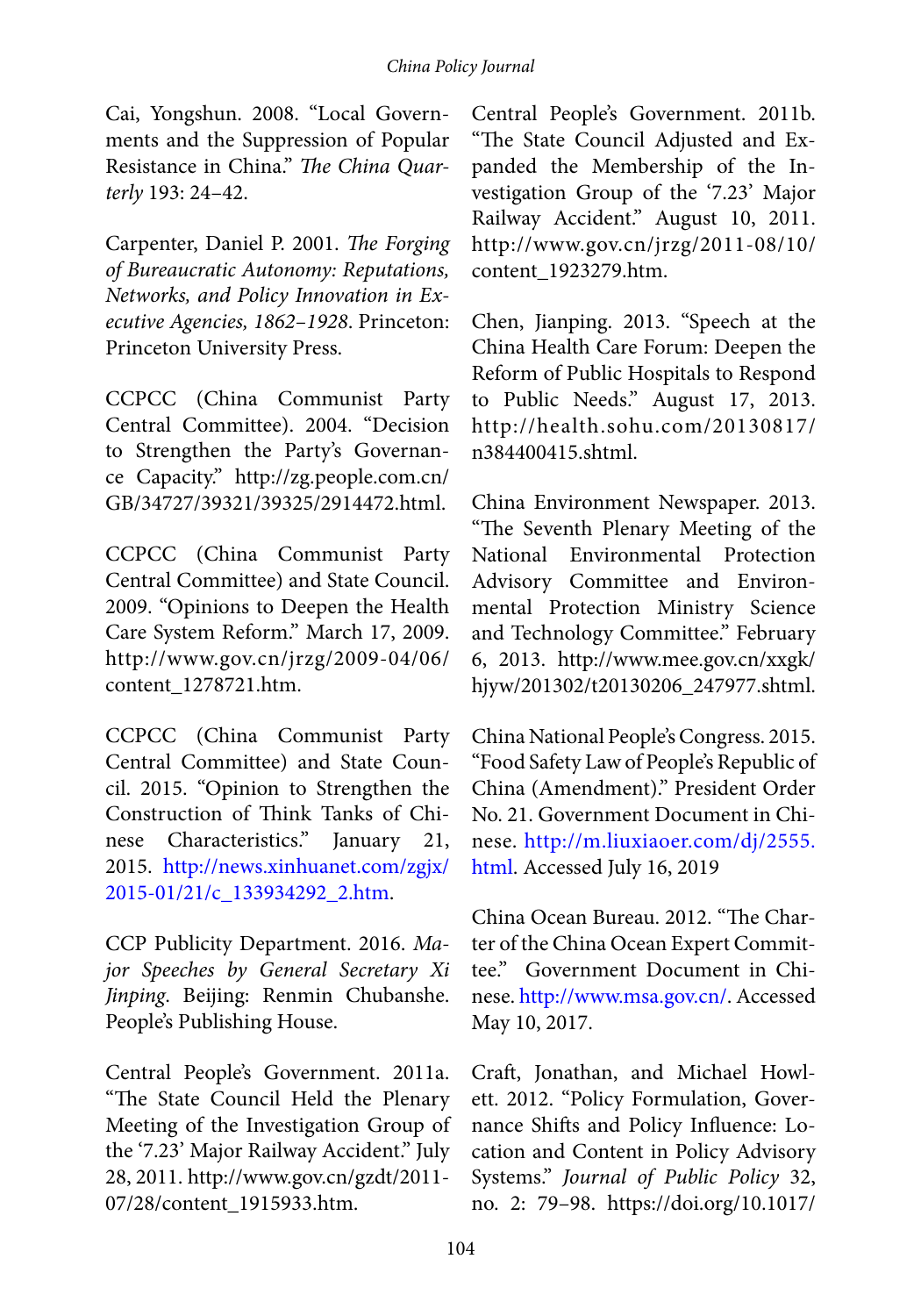Cai, Yongshun. 2008. "Local Governments and the Suppression of Popular Resistance in China." *The China Quarterly* 193: 24–42.

Carpenter, Daniel P. 2001. *The Forging of Bureaucratic Autonomy: Reputations, Networks, and Policy Innovation in Executive Agencies, 1862–1928*. Princeton: Princeton University Press.

CCPCC (China Communist Party Central Committee). 2004. "Decision to Strengthen the Party's Governance Capacity." http://zg.people.com.cn/GB/34727/39321/39325/2914472.html.

CCPCC (China Communist Party Central Committee) and State Council. 2009. "Opinions to Deepen the Health Care System Reform." March 17, 2009. http://www.gov.cn/jrzg/2009-04/06/content_1278721.htm.

CCPCC (China Communist Party Central Committee) and State Council. 2015. "Opinion to Strengthen the Construction of Think Tanks of Chinese Characteristics." January 21, 2015. http://news.xinhuanet.com/zgjx/2015-01/21/c_133934292_2.htm.

CCP Publicity Department. 2016. *Major Speeches by General Secretary Xi Jinping*. Beijing: Renmin Chubanshe. People's Publishing House.

Central People's Government. 2011a. "The State Council Held the Plenary Meeting of the Investigation Group of the '7.23' Major Railway Accident." July 28, 2011. http://www.gov.cn/gzdt/2011-07/28/content_1915933.htm.

Central People's Government. 2011b. "The State Council Adjusted and Expanded the Membership of the Investigation Group of the '7.23' Major Railway Accident." August 10, 2011. http://www.gov.cn/jrzg/2011-08/10/content_1923279.htm.

Chen, Jianping. 2013. "Speech at the China Health Care Forum: Deepen the Reform of Public Hospitals to Respond to Public Needs." August 17, 2013. http://health.sohu.com/20130817/n384400415.shtml.

China Environment Newspaper. 2013. "The Seventh Plenary Meeting of the National Environmental Protection Advisory Committee and Environmental Protection Ministry Science and Technology Committee." February 6, 2013. http://www.mee.gov.cn/xxgk/hjyw/201302/t20130206_247977.shtml.

China National People's Congress. 2015. "Food Safety Law of People's Republic of China (Amendment)." President Order No. 21. Government Document in Chinese. http://m.liuxiaoer.com/dj/2555.html. Accessed July 16, 2019

China Ocean Bureau. 2012. "The Charter of the China Ocean Expert Committee." Government Document in Chinese. http://www.msa.gov.cn/. Accessed May 10, 2017.

Craft, Jonathan, and Michael Howlett. 2012. "Policy Formulation, Governance Shifts and Policy Influence: Location and Content in Policy Advisory Systems." *Journal of Public Policy* 32, no. 2: 79–98. https://doi.org/10.1017/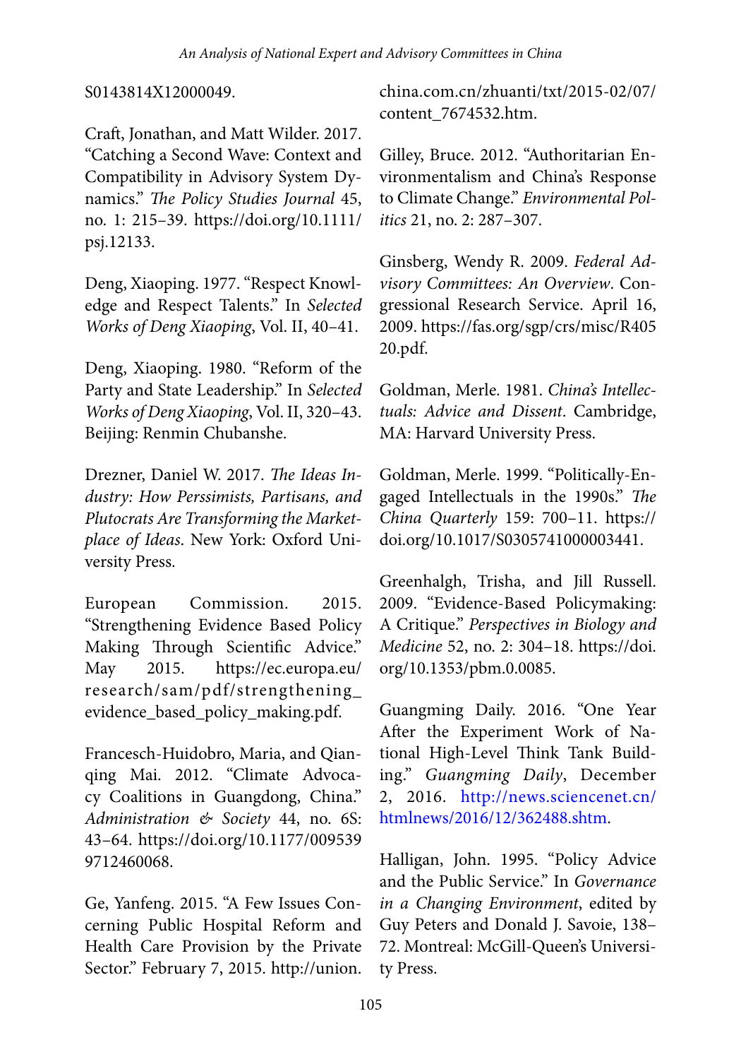S0143814X12000049.

Craft, Jonathan, and Matt Wilder. 2017. "Catching a Second Wave: Context and Compatibility in Advisory System Dynamics." *The Policy Studies Journal* 45, no. 1: 215–39. https://doi.org/10.1111/psj.12133.

Deng, Xiaoping. 1977. "Respect Knowledge and Respect Talents." In *Selected Works of Deng Xiaoping*, Vol. II, 40–41.

Deng, Xiaoping. 1980. "Reform of the Party and State Leadership." In *Selected Works of Deng Xiaoping*, Vol. II, 320–43. Beijing: Renmin Chubanshe.

Drezner, Daniel W. 2017. *The Ideas Industry: How Perssimists, Partisans, and Plutocrats Are Transforming the Marketplace of Ideas*. New York: Oxford University Press.

European Commission. 2015. "Strengthening Evidence Based Policy Making Through Scientific Advice." May 2015. https://ec.europa.eu/research/sam/pdf/strengthening_evidence_based_policy_making.pdf.

Francesch-Huidobro, Maria, and Qianqing Mai. 2012. "Climate Advocacy Coalitions in Guangdong, China." *Administration & Society* 44, no. 6S: 43–64. https://doi.org/10.1177/0095399712460068.

Ge, Yanfeng. 2015. "A Few Issues Concerning Public Hospital Reform and Health Care Provision by the Private Sector." February 7, 2015. http://union.china.com.cn/zhuanti/txt/2015-02/07/content_7674532.htm.

Gilley, Bruce. 2012. "Authoritarian Environmentalism and China's Response to Climate Change." *Environmental Politics* 21, no. 2: 287–307.

Ginsberg, Wendy R. 2009. *Federal Advisory Committees: An Overview*. Congressional Research Service. April 16, 2009. https://fas.org/sgp/crs/misc/R40520.pdf.

Goldman, Merle. 1981. *China's Intellectuals: Advice and Dissent*. Cambridge, MA: Harvard University Press.

Goldman, Merle. 1999. "Politically-Engaged Intellectuals in the 1990s." *The China Quarterly* 159: 700–11. https://doi.org/10.1017/S0305741000003441.

Greenhalgh, Trisha, and Jill Russell. 2009. "Evidence-Based Policymaking: A Critique." *Perspectives in Biology and Medicine* 52, no. 2: 304–18. https://doi.org/10.1353/pbm.0.0085.

Guangming Daily. 2016. "One Year After the Experiment Work of National High-Level Think Tank Building." *Guangming Daily*, December 2, 2016. http://news.sciencenet.cn/htmlnews/2016/12/362488.shtm.

Halligan, John. 1995. "Policy Advice and the Public Service." In *Governance in a Changing Environment*, edited by Guy Peters and Donald J. Savoie, 138–72. Montreal: McGill-Queen's University Press.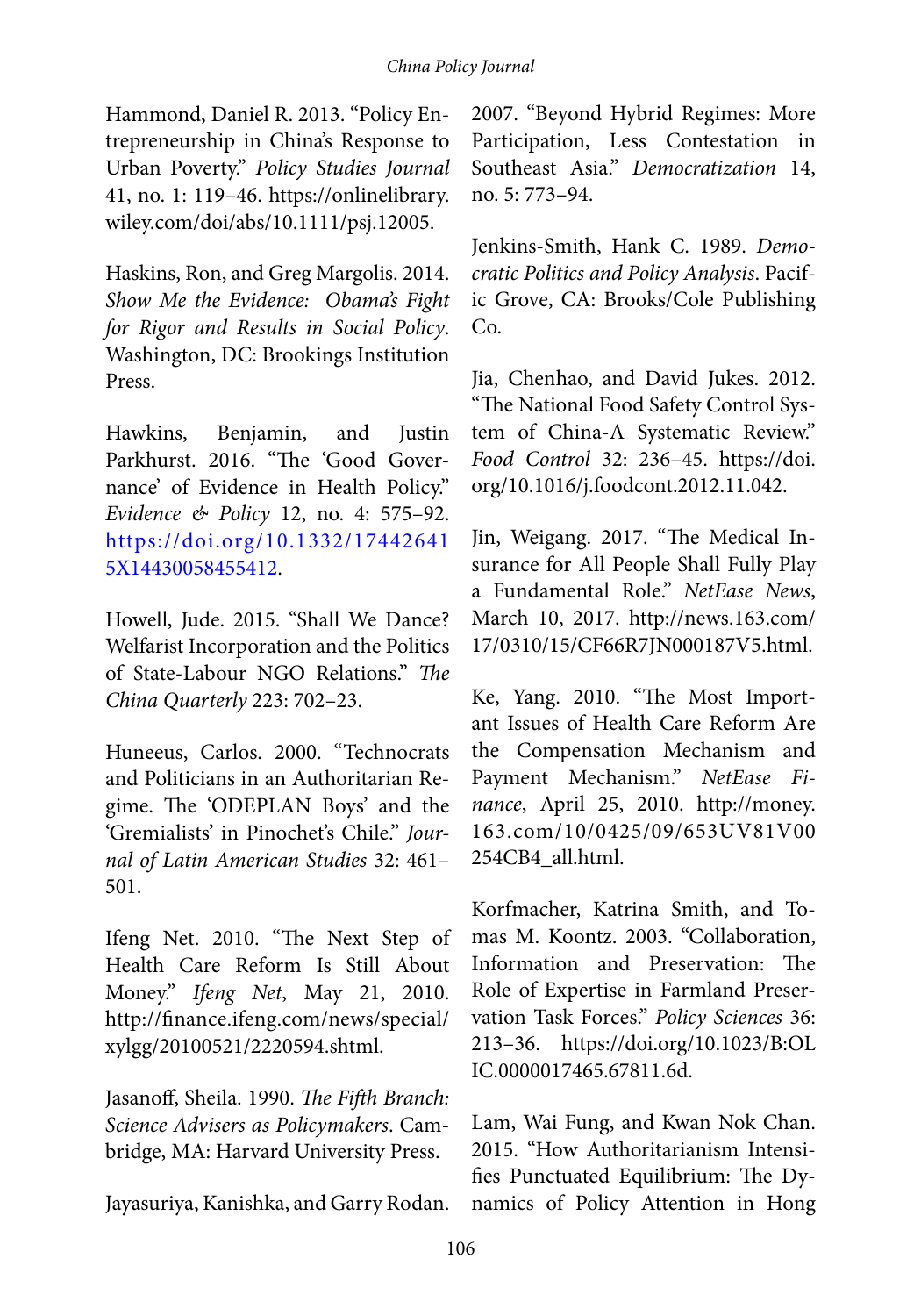Hammond, Daniel R. 2013. "Policy Entrepreneurship in China's Response to Urban Poverty." *Policy Studies Journal* 41, no. 1: 119–46. https://onlinelibrary.wiley.com/doi/abs/10.1111/psj.12005.

Haskins, Ron, and Greg Margolis. 2014. *Show Me the Evidence: Obama's Fight for Rigor and Results in Social Policy*. Washington, DC: Brookings Institution Press.

Hawkins, Benjamin, and Justin Parkhurst. 2016. "The 'Good Governance' of Evidence in Health Policy." *Evidence & Policy* 12, no. 4: 575–92. https://doi.org/10.1332/174426415X14430058455412.

Howell, Jude. 2015. "Shall We Dance? Welfarist Incorporation and the Politics of State-Labour NGO Relations." *The China Quarterly* 223: 702–23.

Huneeus, Carlos. 2000. "Technocrats and Politicians in an Authoritarian Regime. The 'ODEPLAN Boys' and the 'Gremialists' in Pinochet's Chile." *Journal of Latin American Studies* 32: 461–501.

Ifeng Net. 2010. "The Next Step of Health Care Reform Is Still About Money." *Ifeng Net*, May 21, 2010. http://finance.ifeng.com/news/special/xylgg/20100521/2220594.shtml.

Jasanoff, Sheila. 1990. *The Fifth Branch: Science Advisers as Policymakers*. Cambridge, MA: Harvard University Press.

Jayasuriya, Kanishka, and Garry Rodan. 2007. "Beyond Hybrid Regimes: More Participation, Less Contestation in Southeast Asia." *Democratization* 14, no. 5: 773–94.

Jenkins-Smith, Hank C. 1989. *Democratic Politics and Policy Analysis*. Pacific Grove, CA: Brooks/Cole Publishing Co.

Jia, Chenhao, and David Jukes. 2012. "The National Food Safety Control System of China-A Systematic Review." *Food Control* 32: 236–45. https://doi.org/10.1016/j.foodcont.2012.11.042.

Jin, Weigang. 2017. "The Medical Insurance for All People Shall Fully Play a Fundamental Role." *NetEase News*, March 10, 2017. http://news.163.com/17/0310/15/CF66R7JN000187V5.html.

Ke, Yang. 2010. "The Most Important Issues of Health Care Reform Are the Compensation Mechanism and Payment Mechanism." *NetEase Finance*, April 25, 2010. http://money.163.com/10/0425/09/653UV81V00254CB4_all.html.

Korfmacher, Katrina Smith, and Tomas M. Koontz. 2003. "Collaboration, Information and Preservation: The Role of Expertise in Farmland Preservation Task Forces." *Policy Sciences* 36: 213–36. https://doi.org/10.1023/B:OLIC.0000017465.67811.6d.

Lam, Wai Fung, and Kwan Nok Chan. 2015. "How Authoritarianism Intensifies Punctuated Equilibrium: The Dynamics of Policy Attention in Hong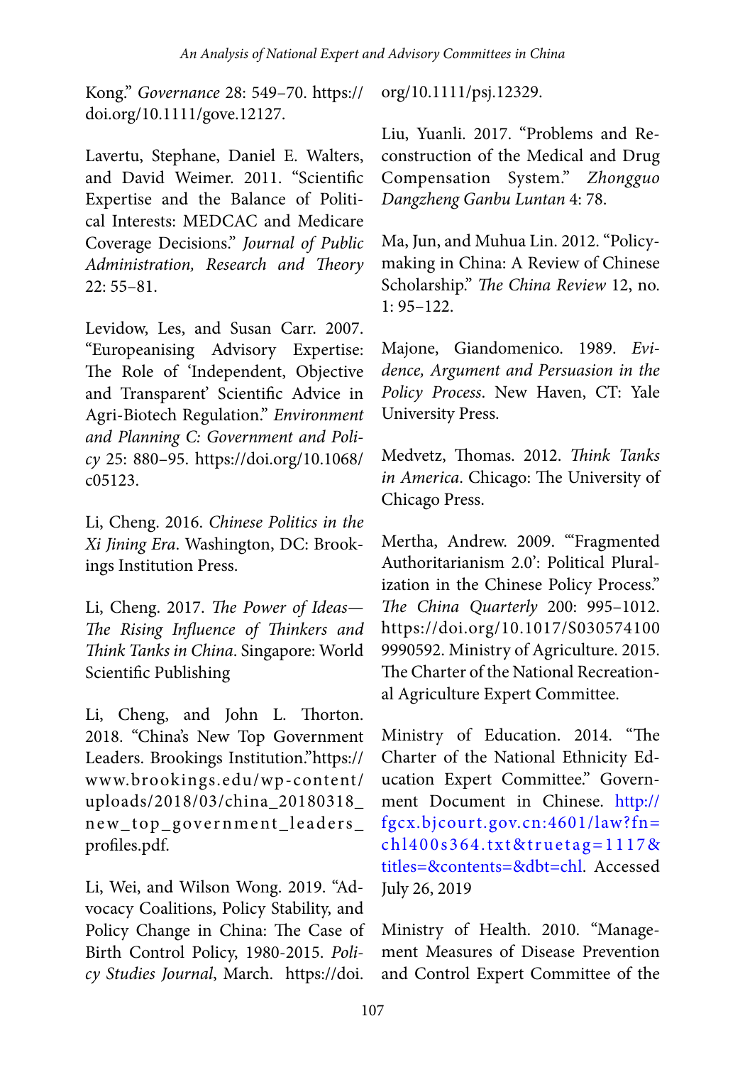Kong." *Governance* 28: 549–70. https://doi.org/10.1111/gove.12127.

Lavertu, Stephane, Daniel E. Walters, and David Weimer. 2011. "Scientific Expertise and the Balance of Political Interests: MEDCAC and Medicare Coverage Decisions." *Journal of Public Administration, Research and Theory* 22: 55–81.

Levidow, Les, and Susan Carr. 2007. "Europeanising Advisory Expertise: The Role of 'Independent, Objective and Transparent' Scientific Advice in Agri-Biotech Regulation." *Environment and Planning C: Government and Policy* 25: 880–95. https://doi.org/10.1068/c05123.

Li, Cheng. 2016. *Chinese Politics in the Xi Jining Era*. Washington, DC: Brookings Institution Press.

Li, Cheng. 2017. *The Power of Ideas—The Rising Influence of Thinkers and Think Tanks in China*. Singapore: World Scientific Publishing

Li, Cheng, and John L. Thorton. 2018. "China's New Top Government Leaders. Brookings Institution."https://www.brookings.edu/wp-content/uploads/2018/03/china_20180318_new_top_government_leaders_profiles.pdf.

Li, Wei, and Wilson Wong. 2019. "Advocacy Coalitions, Policy Stability, and Policy Change in China: The Case of Birth Control Policy, 1980-2015. *Policy Studies Journal*, March. https://doi.org/10.1111/psj.12329.

Liu, Yuanli. 2017. "Problems and Reconstruction of the Medical and Drug Compensation System." *Zhongguo Dangzheng Ganbu Luntan* 4: 78.

Ma, Jun, and Muhua Lin. 2012. "Policymaking in China: A Review of Chinese Scholarship." *The China Review* 12, no. 1: 95–122.

Majone, Giandomenico. 1989. *Evidence, Argument and Persuasion in the Policy Process*. New Haven, CT: Yale University Press.

Medvetz, Thomas. 2012. *Think Tanks in America*. Chicago: The University of Chicago Press.

Mertha, Andrew. 2009. "'Fragmented Authoritarianism 2.0': Political Pluralization in the Chinese Policy Process." *The China Quarterly* 200: 995–1012. https://doi.org/10.1017/S0305741009990592. Ministry of Agriculture. 2015. The Charter of the National Recreational Agriculture Expert Committee.

Ministry of Education. 2014. "The Charter of the National Ethnicity Education Expert Committee." Government Document in Chinese. http://fgcx.bjcourt.gov.cn:4601/law?fn=chl400s364.txt&truetag=1117&titles=&contents=&dbt=chl. Accessed July 26, 2019

Ministry of Health. 2010. "Management Measures of Disease Prevention and Control Expert Committee of the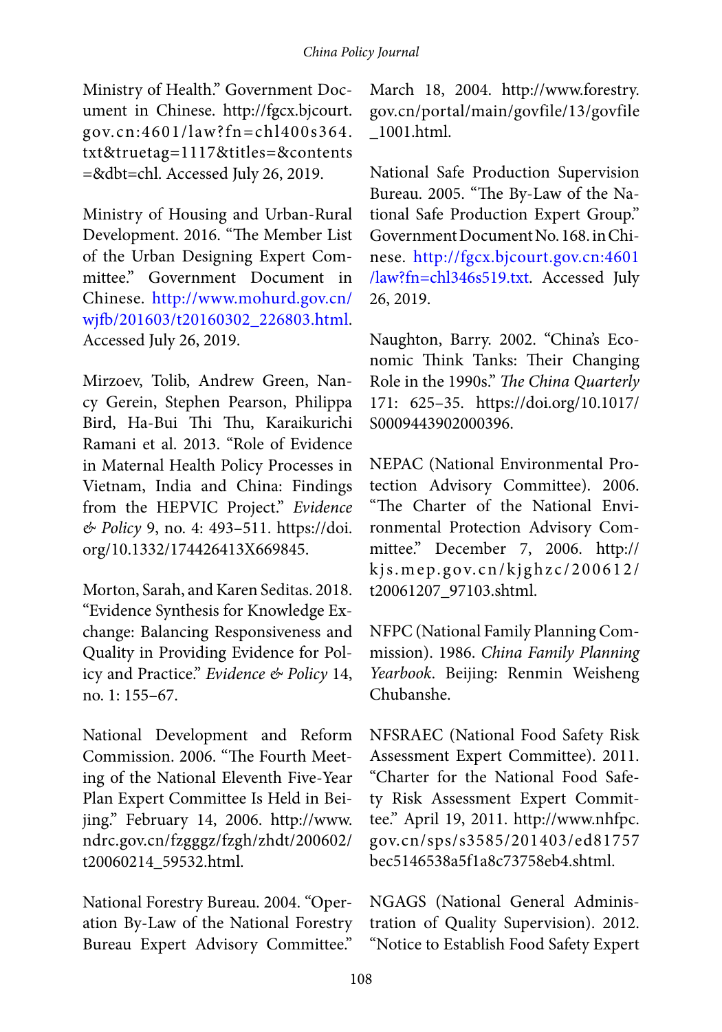Ministry of Health." Government Document in Chinese. http://fgcx.bjcourt.gov.cn:4601/law?fn=chl400s364.txt&truetag=1117&titles=&contents=&dbt=chl. Accessed July 26, 2019.

Ministry of Housing and Urban-Rural Development. 2016. "The Member List of the Urban Designing Expert Committee." Government Document in Chinese. http://www.mohurd.gov.cn/wjfb/201603/t20160302_226803.html. Accessed July 26, 2019.

Mirzoev, Tolib, Andrew Green, Nancy Gerein, Stephen Pearson, Philippa Bird, Ha-Bui Thi Thu, Karaikurichi Ramani et al. 2013. "Role of Evidence in Maternal Health Policy Processes in Vietnam, India and China: Findings from the HEPVIC Project." *Evidence & Policy* 9, no. 4: 493–511. https://doi.org/10.1332/174426413X669845.

Morton, Sarah, and Karen Seditas. 2018. "Evidence Synthesis for Knowledge Exchange: Balancing Responsiveness and Quality in Providing Evidence for Policy and Practice." *Evidence & Policy* 14, no. 1: 155–67.

National Development and Reform Commission. 2006. "The Fourth Meeting of the National Eleventh Five-Year Plan Expert Committee Is Held in Beijing." February 14, 2006. http://www.ndrc.gov.cn/fzgggz/fzgh/zhdt/200602/t20060214_59532.html.

National Forestry Bureau. 2004. "Operation By-Law of the National Forestry Bureau Expert Advisory Committee." March 18, 2004. http://www.forestry.gov.cn/portal/main/govfile/13/govfile_1001.html.

National Safe Production Supervision Bureau. 2005. "The By-Law of the National Safe Production Expert Group." Government Document No. 168. in Chinese. http://fgcx.bjcourt.gov.cn:4601/law?fn=chl346s519.txt. Accessed July 26, 2019.

Naughton, Barry. 2002. "China's Economic Think Tanks: Their Changing Role in the 1990s." *The China Quarterly* 171: 625–35. https://doi.org/10.1017/S0009443902000396.

NEPAC (National Environmental Protection Advisory Committee). 2006. "The Charter of the National Environmental Protection Advisory Committee." December 7, 2006. http://kjs.mep.gov.cn/kjghzc/200612/t20061207_97103.shtml.

NFPC (National Family Planning Commission). 1986. *China Family Planning Yearbook*. Beijing: Renmin Weisheng Chubanshe.

NFSRAEC (National Food Safety Risk Assessment Expert Committee). 2011. "Charter for the National Food Safety Risk Assessment Expert Committee." April 19, 2011. http://www.nhfpc.gov.cn/sps/s3585/201403/ed81757bec5146538a5f1a8c73758eb4.shtml.

NGAGS (National General Administration of Quality Supervision). 2012. "Notice to Establish Food Safety Expert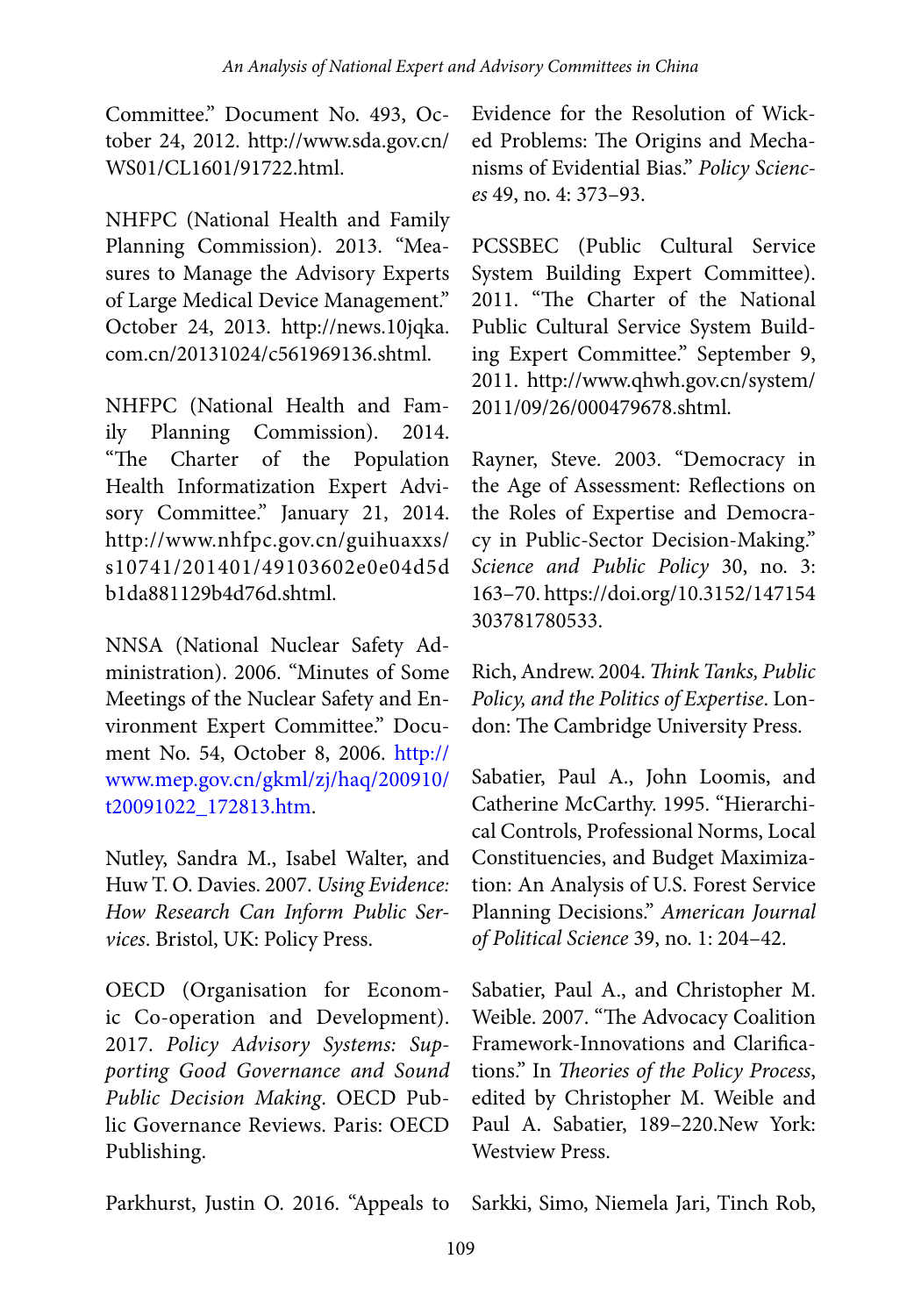Committee." Document No. 493, October 24, 2012. http://www.sda.gov.cn/WS01/CL1601/91722.html.

NHFPC (National Health and Family Planning Commission). 2013. "Measures to Manage the Advisory Experts of Large Medical Device Management." October 24, 2013. http://news.10jqka.com.cn/20131024/c561969136.shtml.

NHFPC (National Health and Family Planning Commission). 2014. "The Charter of the Population Health Informatization Expert Advisory Committee." January 21, 2014. http://www.nhfpc.gov.cn/guihuaxxs/s10741/201401/49103602e0e04d5db1da881129b4d76d.shtml.

NNSA (National Nuclear Safety Administration). 2006. "Minutes of Some Meetings of the Nuclear Safety and Environment Expert Committee." Document No. 54, October 8, 2006. http://www.mep.gov.cn/gkml/zj/haq/200910/t20091022_172813.htm.

Nutley, Sandra M., Isabel Walter, and Huw T. O. Davies. 2007. *Using Evidence: How Research Can Inform Public Services*. Bristol, UK: Policy Press.

OECD (Organisation for Economic Co-operation and Development). 2017. *Policy Advisory Systems: Supporting Good Governance and Sound Public Decision Making*. OECD Public Governance Reviews. Paris: OECD Publishing.

Parkhurst, Justin O. 2016. "Appeals to Evidence for the Resolution of Wicked Problems: The Origins and Mechanisms of Evidential Bias." *Policy Sciences* 49, no. 4: 373–93.

PCSSBEC (Public Cultural Service System Building Expert Committee). 2011. "The Charter of the National Public Cultural Service System Building Expert Committee." September 9, 2011. http://www.qhwh.gov.cn/system/2011/09/26/000479678.shtml.

Rayner, Steve. 2003. "Democracy in the Age of Assessment: Reflections on the Roles of Expertise and Democracy in Public-Sector Decision-Making." *Science and Public Policy* 30, no. 3: 163–70. https://doi.org/10.3152/147154303781780533.

Rich, Andrew. 2004. *Think Tanks, Public Policy, and the Politics of Expertise*. London: The Cambridge University Press.

Sabatier, Paul A., John Loomis, and Catherine McCarthy. 1995. "Hierarchical Controls, Professional Norms, Local Constituencies, and Budget Maximization: An Analysis of U.S. Forest Service Planning Decisions." *American Journal of Political Science* 39, no. 1: 204–42.

Sabatier, Paul A., and Christopher M. Weible. 2007. "The Advocacy Coalition Framework-Innovations and Clarifications." In *Theories of the Policy Process*, edited by Christopher M. Weible and Paul A. Sabatier, 189–220.New York: Westview Press.

Sarkki, Simo, Niemela Jari, Tinch Rob,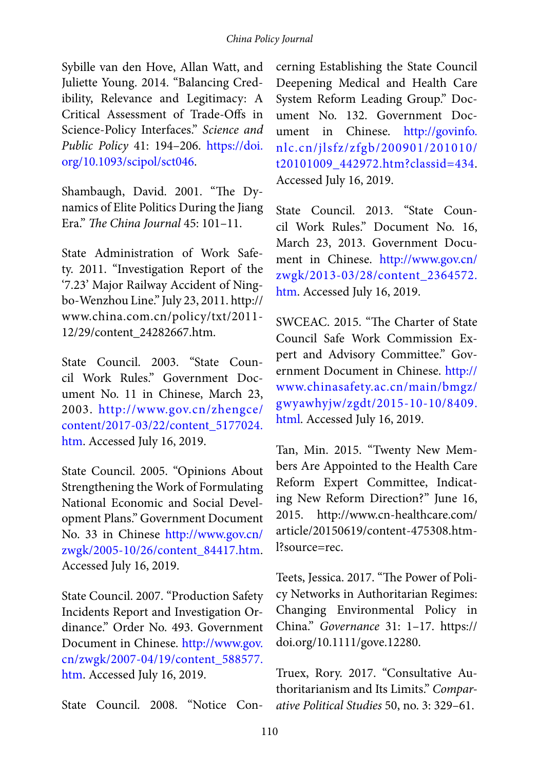Sybille van den Hove, Allan Watt, and Juliette Young. 2014. "Balancing Credibility, Relevance and Legitimacy: A Critical Assessment of Trade-Offs in Science-Policy Interfaces." *Science and Public Policy* 41: 194–206. https://doi.org/10.1093/scipol/sct046.

Shambaugh, David. 2001. "The Dynamics of Elite Politics During the Jiang Era." *The China Journal* 45: 101–11.

State Administration of Work Safety. 2011. "Investigation Report of the '7.23' Major Railway Accident of Ningbo-Wenzhou Line." July 23, 2011. http://www.china.com.cn/policy/txt/2011-12/29/content_24282667.htm.

State Council. 2003. "State Council Work Rules." Government Document No. 11 in Chinese, March 23, 2003. http://www.gov.cn/zhengce/content/2017-03/22/content_5177024.htm. Accessed July 16, 2019.

State Council. 2005. "Opinions About Strengthening the Work of Formulating National Economic and Social Development Plans." Government Document No. 33 in Chinese http://www.gov.cn/zwgk/2005-10/26/content_84417.htm. Accessed July 16, 2019.

State Council. 2007. "Production Safety Incidents Report and Investigation Ordinance." Order No. 493. Government Document in Chinese. http://www.gov.cn/zwgk/2007-04/19/content_588577.htm. Accessed July 16, 2019.

State Council. 2008. "Notice Concerning Establishing the State Council Deepening Medical and Health Care System Reform Leading Group." Document No. 132. Government Document in Chinese. http://govinfo.nlc.cn/jlsfz/zfgb/200901/201010/t20101009_442972.htm?classid=434. Accessed July 16, 2019.

State Council. 2013. "State Council Work Rules." Document No. 16, March 23, 2013. Government Document in Chinese. http://www.gov.cn/zwgk/2013-03/28/content_2364572.htm. Accessed July 16, 2019.

SWCEAC. 2015. "The Charter of State Council Safe Work Commission Expert and Advisory Committee." Government Document in Chinese. http://www.chinasafety.ac.cn/main/bmgz/gwyawhyjw/zgdt/2015-10-10/8409.html. Accessed July 16, 2019.

Tan, Min. 2015. "Twenty New Members Are Appointed to the Health Care Reform Expert Committee, Indicating New Reform Direction?" June 16, 2015. http://www.cn-healthcare.com/article/20150619/content-475308.html?source=rec.

Teets, Jessica. 2017. "The Power of Policy Networks in Authoritarian Regimes: Changing Environmental Policy in China." *Governance* 31: 1–17. https://doi.org/10.1111/gove.12280.

Truex, Rory. 2017. "Consultative Authoritarianism and Its Limits." *Comparative Political Studies* 50, no. 3: 329–61.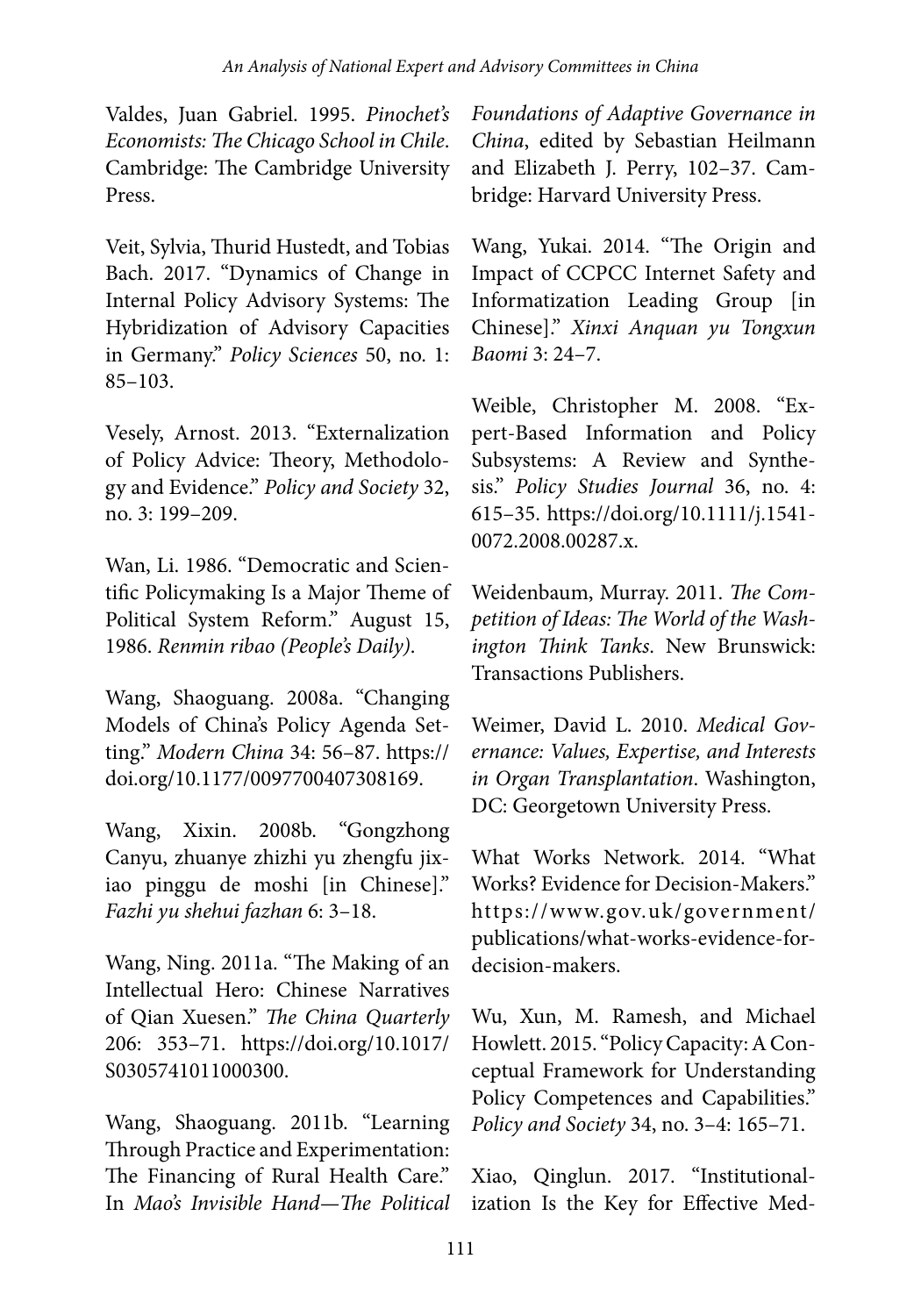Valdes, Juan Gabriel. 1995. *Pinochet's Economists: The Chicago School in Chile*. Cambridge: The Cambridge University Press.

Veit, Sylvia, Thurid Hustedt, and Tobias Bach. 2017. "Dynamics of Change in Internal Policy Advisory Systems: The Hybridization of Advisory Capacities in Germany." *Policy Sciences* 50, no. 1: 85–103.

Vesely, Arnost. 2013. "Externalization of Policy Advice: Theory, Methodology and Evidence." *Policy and Society* 32, no. 3: 199–209.

Wan, Li. 1986. "Democratic and Scientific Policymaking Is a Major Theme of Political System Reform." August 15, 1986. *Renmin ribao (People's Daily)*.

Wang, Shaoguang. 2008a. "Changing Models of China's Policy Agenda Setting." *Modern China* 34: 56–87. https://doi.org/10.1177/0097700407308169.

Wang, Xixin. 2008b. "Gongzhong Canyu, zhuanye zhizhi yu zhengfu jixiao pinggu de moshi [in Chinese]." *Fazhi yu shehui fazhan* 6: 3–18.

Wang, Ning. 2011a. "The Making of an Intellectual Hero: Chinese Narratives of Qian Xuesen." *The China Quarterly* 206: 353–71. https://doi.org/10.1017/S0305741011000300.

Wang, Shaoguang. 2011b. "Learning Through Practice and Experimentation: The Financing of Rural Health Care." In *Mao's Invisible Hand—The Political Foundations of Adaptive Governance in China*, edited by Sebastian Heilmann and Elizabeth J. Perry, 102–37. Cambridge: Harvard University Press.

Wang, Yukai. 2014. "The Origin and Impact of CCPCC Internet Safety and Informatization Leading Group [in Chinese]." *Xinxi Anquan yu Tongxun Baomi* 3: 24–7.

Weible, Christopher M. 2008. "Expert-Based Information and Policy Subsystems: A Review and Synthesis." *Policy Studies Journal* 36, no. 4: 615–35. https://doi.org/10.1111/j.1541-0072.2008.00287.x.

Weidenbaum, Murray. 2011. *The Competition of Ideas: The World of the Washington Think Tanks*. New Brunswick: Transactions Publishers.

Weimer, David L. 2010. *Medical Governance: Values, Expertise, and Interests in Organ Transplantation*. Washington, DC: Georgetown University Press.

What Works Network. 2014. "What Works? Evidence for Decision-Makers." https://www.gov.uk/government/publications/what-works-evidence-for-decision-makers.

Wu, Xun, M. Ramesh, and Michael Howlett. 2015. "Policy Capacity: A Conceptual Framework for Understanding Policy Competences and Capabilities." *Policy and Society* 34, no. 3–4: 165–71.

Xiao, Qinglun. 2017. "Institutionalization Is the Key for Effective Med-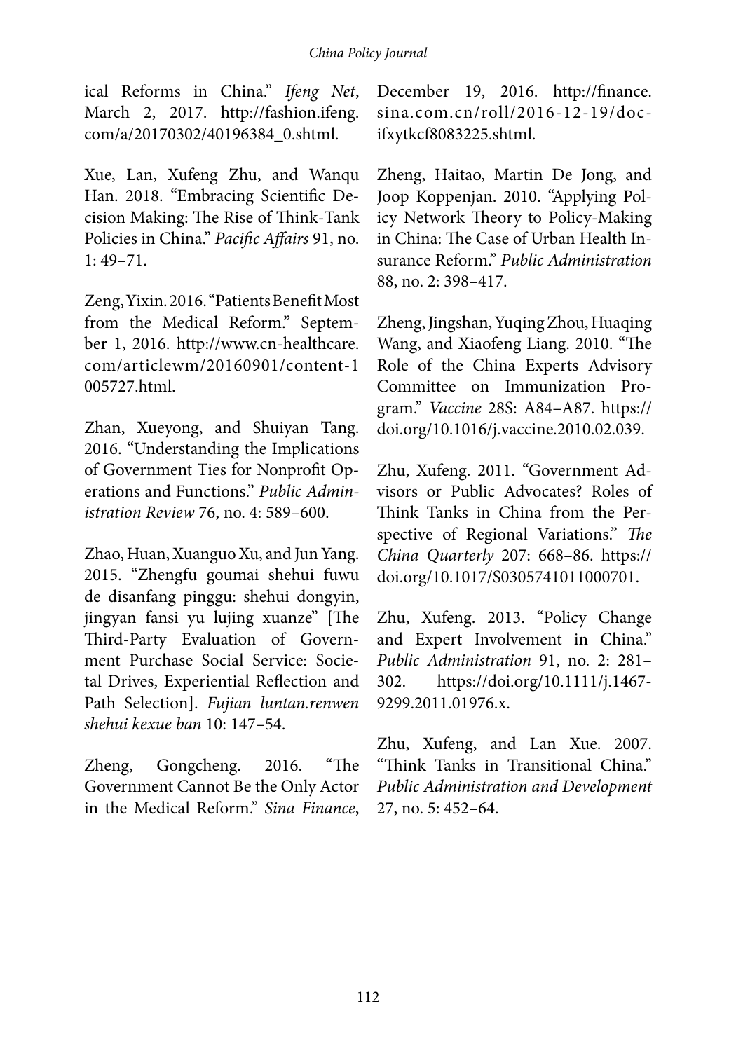ical Reforms in China." *Ifeng Net*, March 2, 2017. http://fashion.ifeng.com/a/20170302/40196384_0.shtml.

Xue, Lan, Xufeng Zhu, and Wanqu Han. 2018. "Embracing Scientific Decision Making: The Rise of Think-Tank Policies in China." *Pacific Affairs* 91, no. 1: 49–71.

Zeng, Yixin. 2016. "Patients Benefit Most from the Medical Reform." September 1, 2016. http://www.cn-healthcare.com/articlewm/20160901/content-1005727.html.

Zhan, Xueyong, and Shuiyan Tang. 2016. "Understanding the Implications of Government Ties for Nonprofit Operations and Functions." *Public Administration Review* 76, no. 4: 589–600.

Zhao, Huan, Xuanguo Xu, and Jun Yang. 2015. "Zhengfu goumai shehui fuwu de disanfang pinggu: shehui dongyin, jingyan fansi yu lujing xuanze" [The Third-Party Evaluation of Government Purchase Social Service: Societal Drives, Experiential Reflection and Path Selection]. *Fujian luntan.renwen shehui kexue ban* 10: 147–54.

Zheng, Gongcheng. 2016. "The Government Cannot Be the Only Actor in the Medical Reform." *Sina Finance*, December 19, 2016. http://finance.sina.com.cn/roll/2016-12-19/doc-ifxytkcf8083225.shtml.

Zheng, Haitao, Martin De Jong, and Joop Koppenjan. 2010. "Applying Policy Network Theory to Policy-Making in China: The Case of Urban Health Insurance Reform." *Public Administration* 88, no. 2: 398–417.

Zheng, Jingshan, Yuqing Zhou, Huaqing Wang, and Xiaofeng Liang. 2010. "The Role of the China Experts Advisory Committee on Immunization Program." *Vaccine* 28S: A84–A87. https://doi.org/10.1016/j.vaccine.2010.02.039.

Zhu, Xufeng. 2011. "Government Advisors or Public Advocates? Roles of Think Tanks in China from the Perspective of Regional Variations." *The China Quarterly* 207: 668–86. https://doi.org/10.1017/S0305741011000701.

Zhu, Xufeng. 2013. "Policy Change and Expert Involvement in China." *Public Administration* 91, no. 2: 281–302. https://doi.org/10.1111/j.1467-9299.2011.01976.x.

Zhu, Xufeng, and Lan Xue. 2007. "Think Tanks in Transitional China." *Public Administration and Development* 27, no. 5: 452–64.